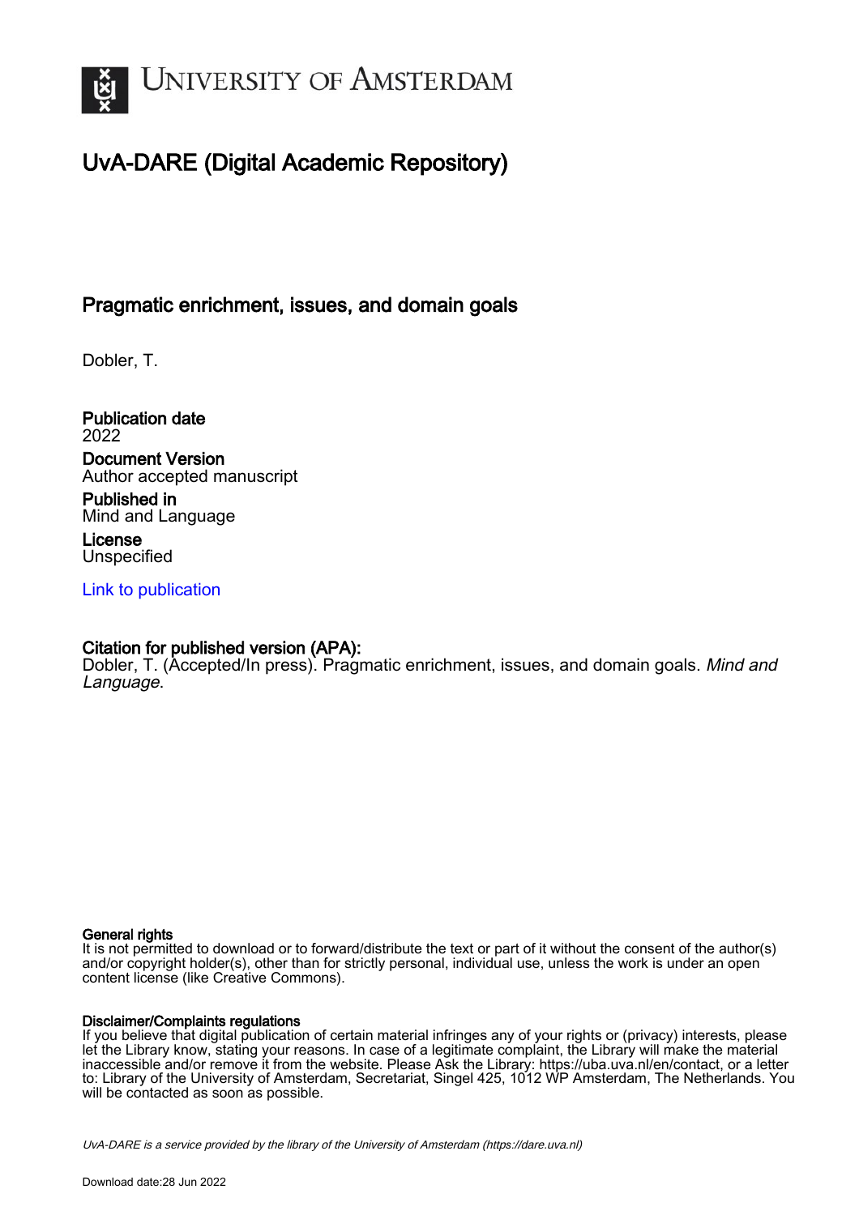University of Amsterdam

# UvA-DARE (Digital Academic Repository)

## Pragmatic enrichment, issues, and domain goals

Dobler, T.

**Publication date**
2022

**Document Version**
Author accepted manuscript

**Published in**
Mind and Language

**License**
Unspecified

Link to publication

**Citation for published version (APA):**
Dobler, T. (Accepted/In press). Pragmatic enrichment, issues, and domain goals. *Mind and Language*.

**General rights**
It is not permitted to download or to forward/distribute the text or part of it without the consent of the author(s) and/or copyright holder(s), other than for strictly personal, individual use, unless the work is under an open content license (like Creative Commons).

**Disclaimer/Complaints regulations**
If you believe that digital publication of certain material infringes any of your rights or (privacy) interests, please let the Library know, stating your reasons. In case of a legitimate complaint, the Library will make the material inaccessible and/or remove it from the website. Please Ask the Library: https://uba.uva.nl/en/contact, or a letter to: Library of the University of Amsterdam, Secretariat, Singel 425, 1012 WP Amsterdam, The Netherlands. You will be contacted as soon as possible.

*UvA-DARE is a service provided by the library of the University of Amsterdam (https://dare.uva.nl)*

Download date:28 Jun 2022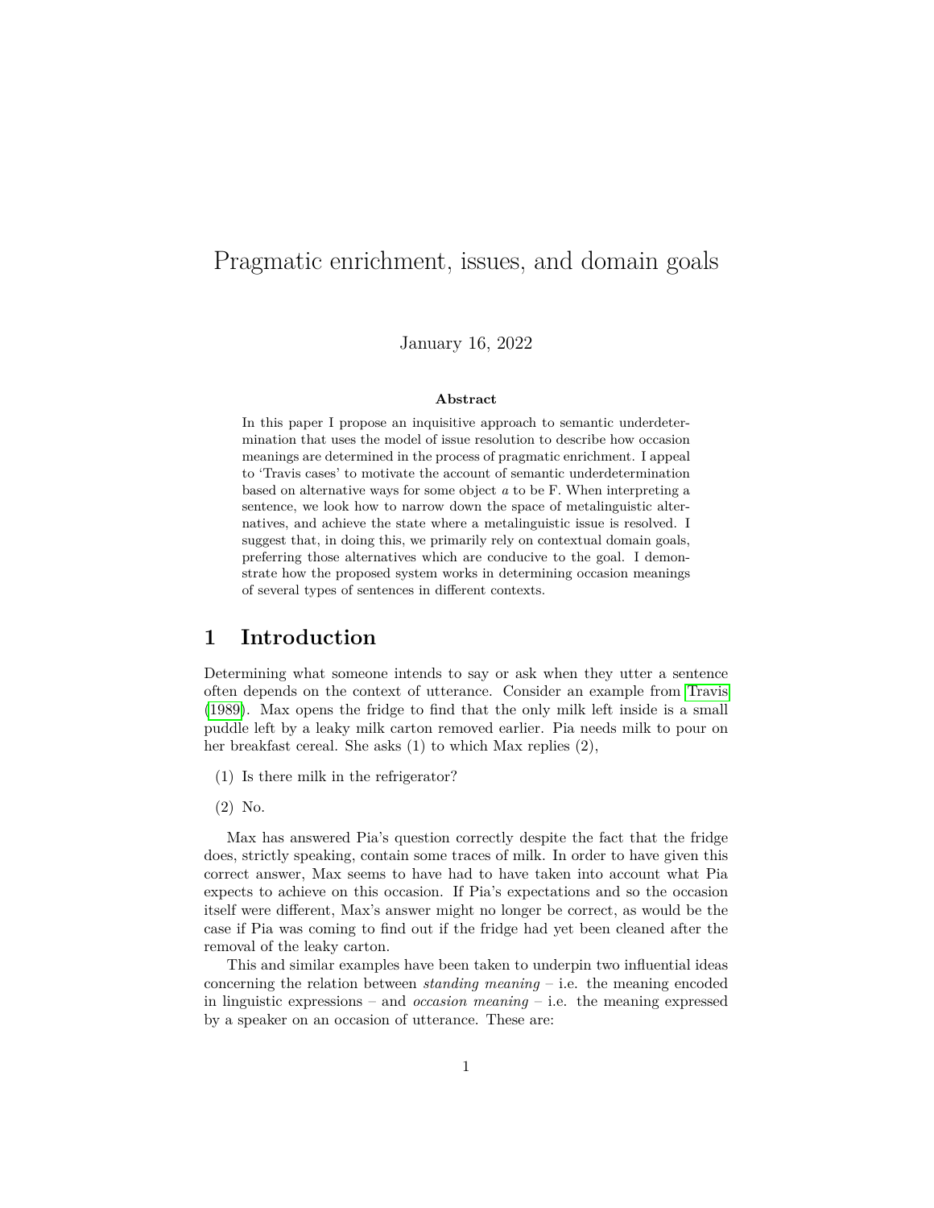# Pragmatic enrichment, issues, and domain goals

January 16, 2022

**Abstract**

In this paper I propose an inquisitive approach to semantic underdetermination that uses the model of issue resolution to describe how occasion meanings are determined in the process of pragmatic enrichment. I appeal to 'Travis cases' to motivate the account of semantic underdetermination based on alternative ways for some object *a* to be F. When interpreting a sentence, we look how to narrow down the space of metalinguistic alternatives, and achieve the state where a metalinguistic issue is resolved. I suggest that, in doing this, we primarily rely on contextual domain goals, preferring those alternatives which are conducive to the goal. I demonstrate how the proposed system works in determining occasion meanings of several types of sentences in different contexts.

## 1 Introduction

Determining what someone intends to say or ask when they utter a sentence often depends on the context of utterance. Consider an example from Travis (1989). Max opens the fridge to find that the only milk left inside is a small puddle left by a leaky milk carton removed earlier. Pia needs milk to pour on her breakfast cereal. She asks (1) to which Max replies (2),

(1) Is there milk in the refrigerator?

(2) No.

Max has answered Pia's question correctly despite the fact that the fridge does, strictly speaking, contain some traces of milk. In order to have given this correct answer, Max seems to have had to have taken into account what Pia expects to achieve on this occasion. If Pia's expectations and so the occasion itself were different, Max's answer might no longer be correct, as would be the case if Pia was coming to find out if the fridge had yet been cleaned after the removal of the leaky carton.

This and similar examples have been taken to underpin two influential ideas concerning the relation between *standing meaning* – i.e. the meaning encoded in linguistic expressions – and *occasion meaning* – i.e. the meaning expressed by a speaker on an occasion of utterance. These are: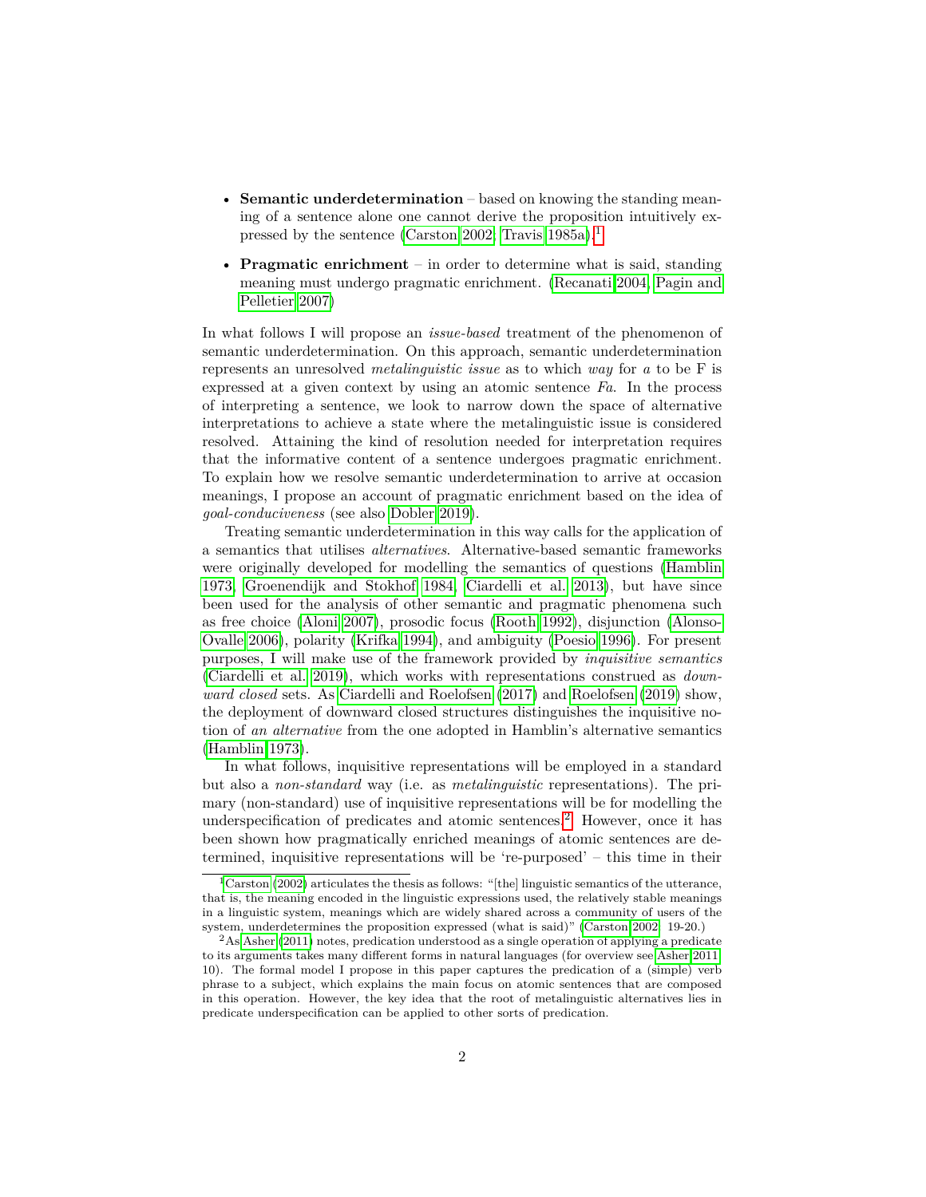- **Semantic underdetermination** – based on knowing the standing meaning of a sentence alone one cannot derive the proposition intuitively expressed by the sentence (Carston 2002; Travis 1985a).[1]
- **Pragmatic enrichment** – in order to determine what is said, standing meaning must undergo pragmatic enrichment. (Recanati 2004; Pagin and Pelletier 2007)

In what follows I will propose an *issue-based* treatment of the phenomenon of semantic underdetermination. On this approach, semantic underdetermination represents an unresolved *metalinguistic issue* as to which *way* for *a* to be F is expressed at a given context by using an atomic sentence *Fa*. In the process of interpreting a sentence, we look to narrow down the space of alternative interpretations to achieve a state where the metalinguistic issue is considered resolved. Attaining the kind of resolution needed for interpretation requires that the informative content of a sentence undergoes pragmatic enrichment. To explain how we resolve semantic underdetermination to arrive at occasion meanings, I propose an account of pragmatic enrichment based on the idea of *goal-conduciveness* (see also Dobler 2019).

Treating semantic underdetermination in this way calls for the application of a semantics that utilises *alternatives*. Alternative-based semantic frameworks were originally developed for modelling the semantics of questions (Hamblin 1973; Groenendijk and Stokhof 1984; Ciardelli et al. 2013), but have since been used for the analysis of other semantic and pragmatic phenomena such as free choice (Aloni 2007), prosodic focus (Rooth 1992), disjunction (Alonso-Ovalle 2006), polarity (Krifka 1994), and ambiguity (Poesio 1996). For present purposes, I will make use of the framework provided by *inquisitive semantics* (Ciardelli et al. 2019), which works with representations construed as *downward closed* sets. As Ciardelli and Roelofsen (2017) and Roelofsen (2019) show, the deployment of downward closed structures distinguishes the inquisitive notion of *an alternative* from the one adopted in Hamblin's alternative semantics (Hamblin 1973).

In what follows, inquisitive representations will be employed in a standard but also a *non-standard* way (i.e. as *metalinguistic* representations). The primary (non-standard) use of inquisitive representations will be for modelling the underspecification of predicates and atomic sentences.[2] However, once it has been shown how pragmatically enriched meanings of atomic sentences are determined, inquisitive representations will be 're-purposed' – this time in their

[1] Carston (2002) articulates the thesis as follows: "[the] linguistic semantics of the utterance, that is, the meaning encoded in the linguistic expressions used, the relatively stable meanings in a linguistic system, meanings which are widely shared across a community of users of the system, underdetermines the proposition expressed (what is said)" (Carston 2002, 19-20.)

[2] As Asher (2011) notes, predication understood as a single operation of applying a predicate to its arguments takes many different forms in natural languages (for overview see Asher 2011, 10). The formal model I propose in this paper captures the predication of a (simple) verb phrase to a subject, which explains the main focus on atomic sentences that are composed in this operation. However, the key idea that the root of metalinguistic alternatives lies in predicate underspecification can be applied to other sorts of predication.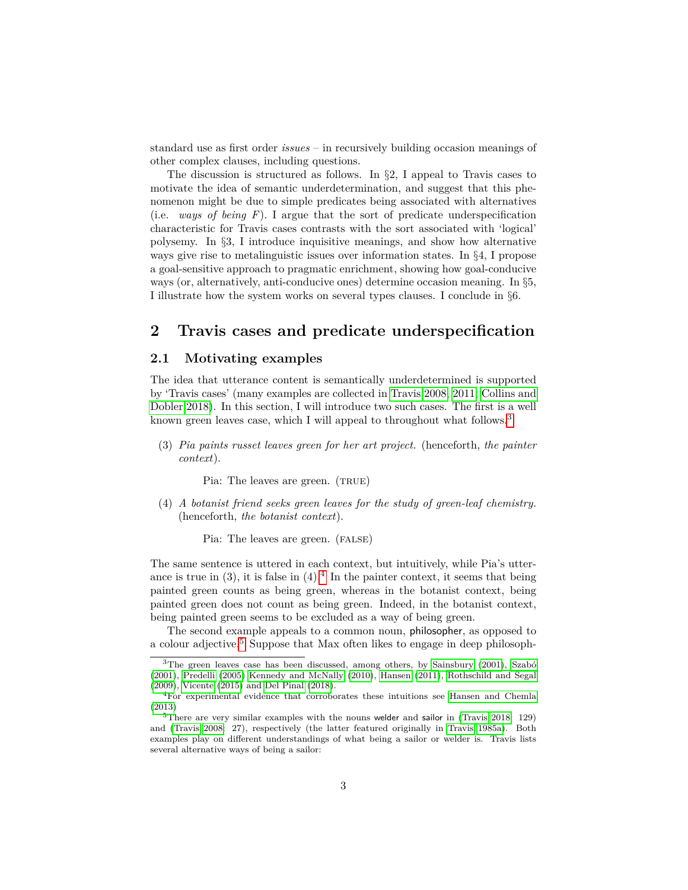standard use as first order *issues* – in recursively building occasion meanings of other complex clauses, including questions.

The discussion is structured as follows. In §2, I appeal to Travis cases to motivate the idea of semantic underdetermination, and suggest that this phenomenon might be due to simple predicates being associated with alternatives (i.e. *ways of being F*). I argue that the sort of predicate underspecification characteristic for Travis cases contrasts with the sort associated with 'logical' polysemy. In §3, I introduce inquisitive meanings, and show how alternative ways give rise to metalinguistic issues over information states. In §4, I propose a goal-sensitive approach to pragmatic enrichment, showing how goal-conducive ways (or, alternatively, anti-conducive ones) determine occasion meaning. In §5, I illustrate how the system works on several types clauses. I conclude in §6.

## 2 Travis cases and predicate underspecification

### 2.1 Motivating examples

The idea that utterance content is semantically underdetermined is supported by 'Travis cases' (many examples are collected in Travis 2008, 2011; Collins and Dobler 2018). In this section, I will introduce two such cases. The first is a well known green leaves case, which I will appeal to throughout what follows.[3]

(3) *Pia paints russet leaves green for her art project.* (henceforth, *the painter context*).

   Pia: The leaves are green. (TRUE)

(4) *A botanist friend seeks green leaves for the study of green-leaf chemistry.* (henceforth, *the botanist context*).

   Pia: The leaves are green. (FALSE)

The same sentence is uttered in each context, but intuitively, while Pia's utterance is true in (3), it is false in (4).[4] In the painter context, it seems that being painted green counts as being green, whereas in the botanist context, being painted green does not count as being green. Indeed, in the botanist context, being painted green seems to be excluded as a way of being green.

The second example appeals to a common noun, philosopher, as opposed to a colour adjective.[5] Suppose that Max often likes to engage in deep philosoph-

---

[3] The green leaves case has been discussed, among others, by Sainsbury (2001), Szabó (2001), Predelli (2005) Kennedy and McNally (2010), Hansen (2011), Rothschild and Segal (2009), Vicente (2015) and Del Pinal (2018).

[4] For experimental evidence that corroborates these intuitions see Hansen and Chemla (2013)

[5] There are very similar examples with the nouns welder and sailor in (Travis 2018: 129) and (Travis 2008: 27), respectively (the latter featured originally in Travis 1985a). Both examples play on different understandings of what being a sailor or welder is. Travis lists several alternative ways of being a sailor: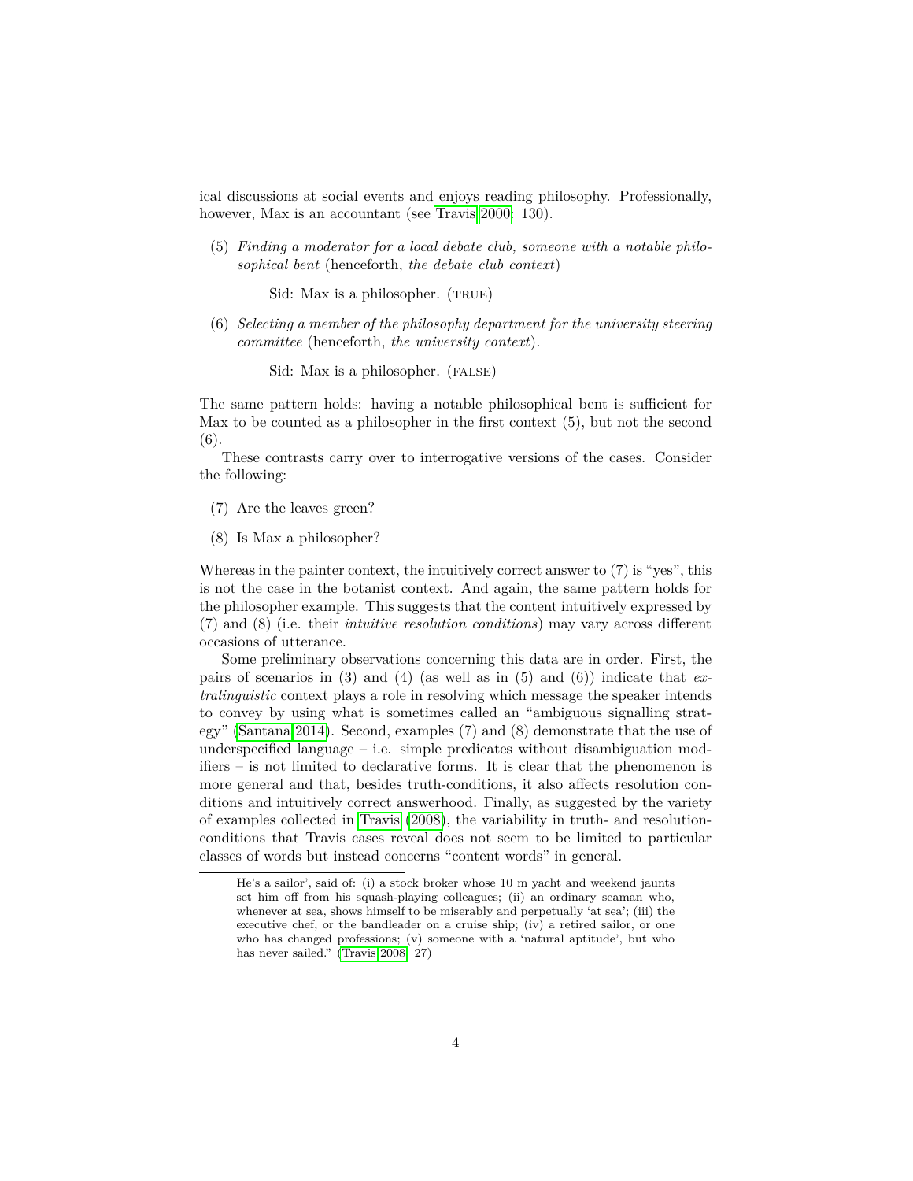ical discussions at social events and enjoys reading philosophy. Professionally, however, Max is an accountant (see Travis 2000: 130).

(5) *Finding a moderator for a local debate club, someone with a notable philosophical bent* (henceforth, *the debate club context*)

> Sid: Max is a philosopher. (TRUE)

(6) *Selecting a member of the philosophy department for the university steering committee* (henceforth, *the university context*).

> Sid: Max is a philosopher. (FALSE)

The same pattern holds: having a notable philosophical bent is sufficient for Max to be counted as a philosopher in the first context (5), but not the second (6).

These contrasts carry over to interrogative versions of the cases. Consider the following:

(7) Are the leaves green?

(8) Is Max a philosopher?

Whereas in the painter context, the intuitively correct answer to (7) is "yes", this is not the case in the botanist context. And again, the same pattern holds for the philosopher example. This suggests that the content intuitively expressed by (7) and (8) (i.e. their *intuitive resolution conditions*) may vary across different occasions of utterance.

Some preliminary observations concerning this data are in order. First, the pairs of scenarios in (3) and (4) (as well as in (5) and (6)) indicate that *extralinguistic* context plays a role in resolving which message the speaker intends to convey by using what is sometimes called an "ambiguous signalling strategy" (Santana 2014). Second, examples (7) and (8) demonstrate that the use of underspecified language – i.e. simple predicates without disambiguation modifiers – is not limited to declarative forms. It is clear that the phenomenon is more general and that, besides truth-conditions, it also affects resolution conditions and intuitively correct answerhood. Finally, as suggested by the variety of examples collected in Travis (2008), the variability in truth- and resolution-conditions that Travis cases reveal does not seem to be limited to particular classes of words but instead concerns "content words" in general.

---

He's a sailor', said of: (i) a stock broker whose 10 m yacht and weekend jaunts set him off from his squash-playing colleagues; (ii) an ordinary seaman who, whenever at sea, shows himself to be miserably and perpetually 'at sea'; (iii) the executive chef, or the bandleader on a cruise ship; (iv) a retired sailor, or one who has changed professions; (v) someone with a 'natural aptitude', but who has never sailed." (Travis 2008: 27)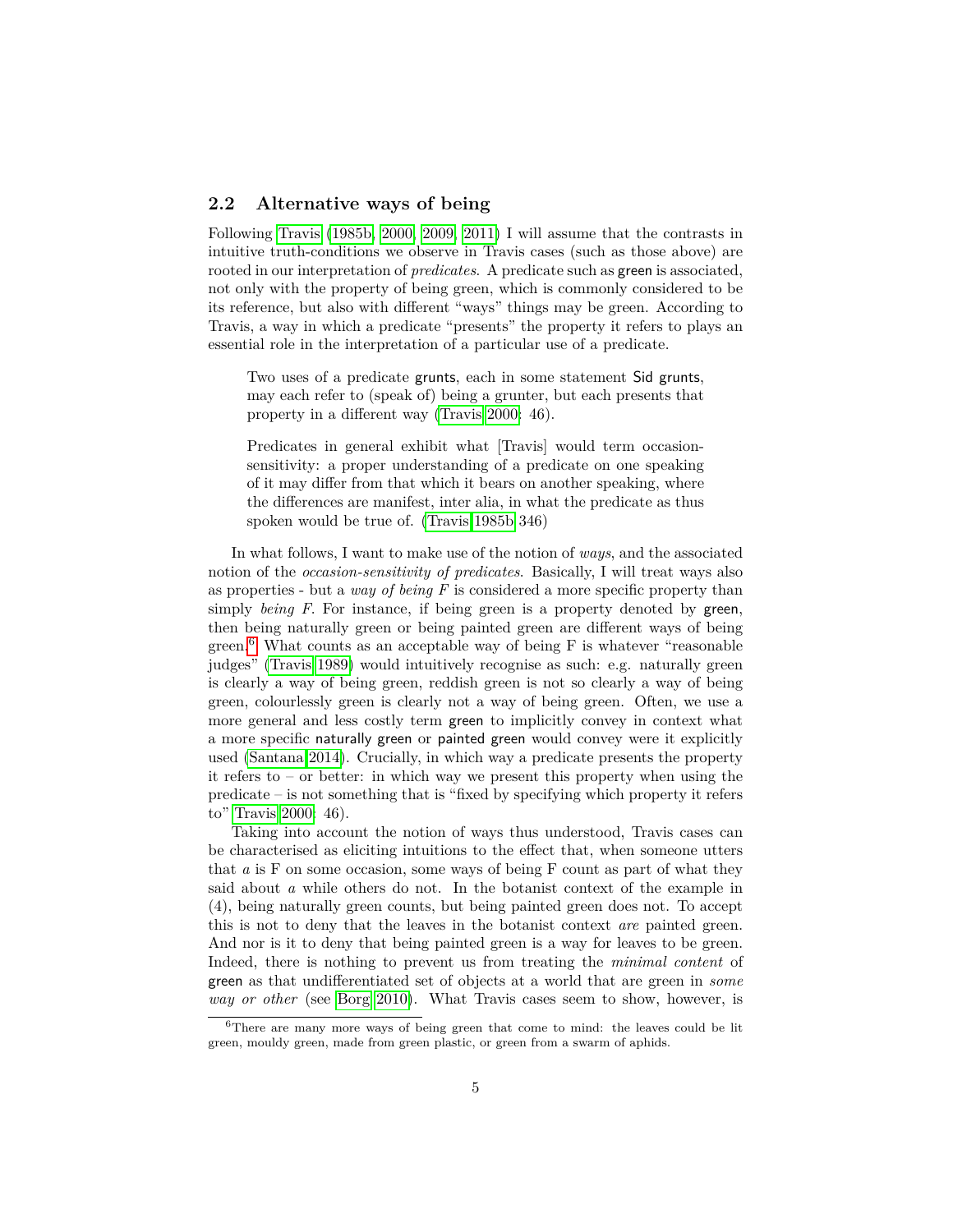### 2.2 Alternative ways of being

Following Travis (1985b, 2000, 2009, 2011) I will assume that the contrasts in intuitive truth-conditions we observe in Travis cases (such as those above) are rooted in our interpretation of *predicates*. A predicate such as green is associated, not only with the property of being green, which is commonly considered to be its reference, but also with different "ways" things may be green. According to Travis, a way in which a predicate "presents" the property it refers to plays an essential role in the interpretation of a particular use of a predicate.

> Two uses of a predicate grunts, each in some statement Sid grunts, may each refer to (speak of) being a grunter, but each presents that property in a different way (Travis 2000: 46).

> Predicates in general exhibit what [Travis] would term occasion-sensitivity: a proper understanding of a predicate on one speaking of it may differ from that which it bears on another speaking, where the differences are manifest, inter alia, in what the predicate as thus spoken would be true of. (Travis 1985b 346)

In what follows, I want to make use of the notion of *ways*, and the associated notion of the *occasion-sensitivity of predicates*. Basically, I will treat ways also as properties - but a *way of being F* is considered a more specific property than simply *being F*. For instance, if being green is a property denoted by green, then being naturally green or being painted green are different ways of being green.[6] What counts as an acceptable way of being F is whatever "reasonable judges" (Travis 1989) would intuitively recognise as such: e.g. naturally green is clearly a way of being green, reddish green is not so clearly a way of being green, colourlessly green is clearly not a way of being green. Often, we use a more general and less costly term green to implicitly convey in context what a more specific naturally green or painted green would convey were it explicitly used (Santana 2014). Crucially, in which way a predicate presents the property it refers to – or better: in which way we present this property when using the predicate – is not something that is "fixed by specifying which property it refers to" Travis 2000: 46).

Taking into account the notion of ways thus understood, Travis cases can be characterised as eliciting intuitions to the effect that, when someone utters that *a* is F on some occasion, some ways of being F count as part of what they said about *a* while others do not. In the botanist context of the example in (4), being naturally green counts, but being painted green does not. To accept this is not to deny that the leaves in the botanist context *are* painted green. And nor is it to deny that being painted green is a way for leaves to be green. Indeed, there is nothing to prevent us from treating the *minimal content* of green as that undifferentiated set of objects at a world that are green in *some way or other* (see Borg 2010). What Travis cases seem to show, however, is

[6] There are many more ways of being green that come to mind: the leaves could be lit green, mouldy green, made from green plastic, or green from a swarm of aphids.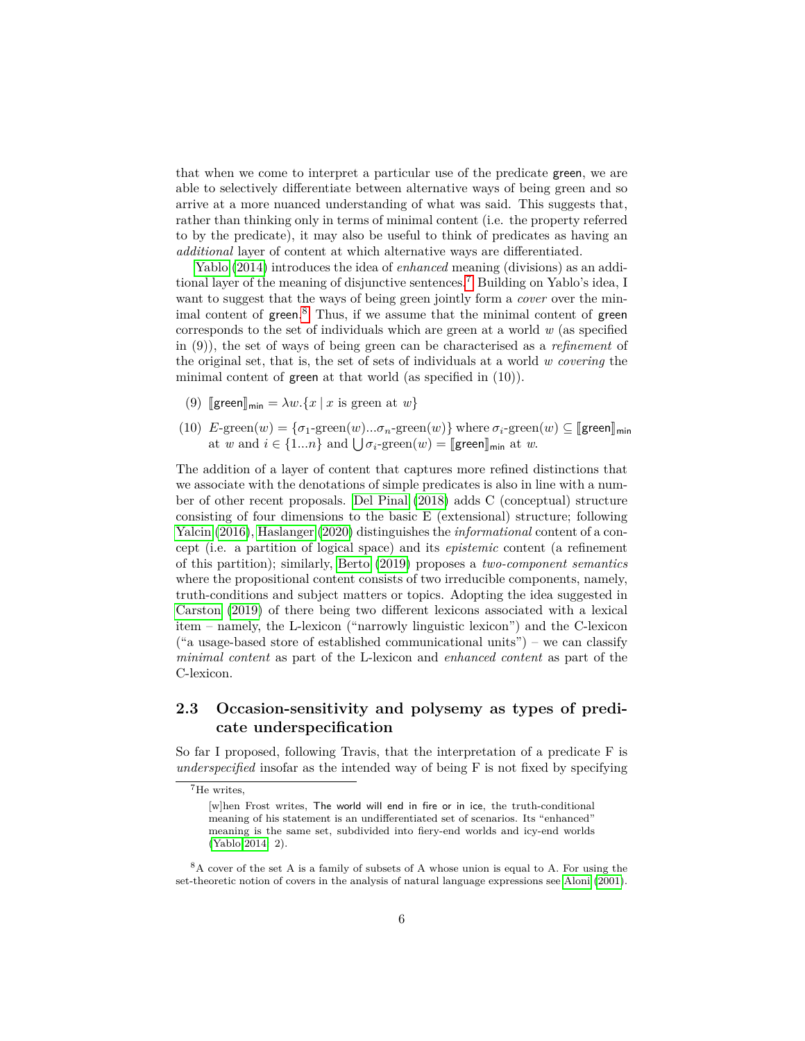that when we come to interpret a particular use of the predicate green, we are able to selectively differentiate between alternative ways of being green and so arrive at a more nuanced understanding of what was said. This suggests that, rather than thinking only in terms of minimal content (i.e. the property referred to by the predicate), it may also be useful to think of predicates as having an *additional* layer of content at which alternative ways are differentiated.

Yablo (2014) introduces the idea of *enhanced* meaning (divisions) as an additional layer of the meaning of disjunctive sentences.[7] Building on Yablo's idea, I want to suggest that the ways of being green jointly form a *cover* over the minimal content of green.[8] Thus, if we assume that the minimal content of green corresponds to the set of individuals which are green at a world $w$ (as specified in (9)), the set of ways of being green can be characterised as a *refinement* of the original set, that is, the set of sets of individuals at a world $w$ *covering* the minimal content of green at that world (as specified in (10)).

(9) $[\![\mathsf{green}]\!]_{\mathsf{min}} = \lambda w.\{x \mid x \text{ is green at } w\}$

(10) $E\text{-green}(w) = \{\sigma_1\text{-green}(w)...\sigma_n\text{-green}(w)\}$ where $\sigma_i\text{-green}(w) \subseteq [\![\mathsf{green}]\!]_{\mathsf{min}}$ at $w$ and $i \in \{1...n\}$ and $\bigcup \sigma_i\text{-green}(w) = [\![\mathsf{green}]\!]_{\mathsf{min}}$ at $w$.

The addition of a layer of content that captures more refined distinctions that we associate with the denotations of simple predicates is also in line with a number of other recent proposals. Del Pinal (2018) adds C (conceptual) structure consisting of four dimensions to the basic E (extensional) structure; following Yalcin (2016), Haslanger (2020) distinguishes the *informational* content of a concept (i.e. a partition of logical space) and its *epistemic* content (a refinement of this partition); similarly, Berto (2019) proposes a *two-component semantics* where the propositional content consists of two irreducible components, namely, truth-conditions and subject matters or topics. Adopting the idea suggested in Carston (2019) of there being two different lexicons associated with a lexical item – namely, the L-lexicon ("narrowly linguistic lexicon") and the C-lexicon ("a usage-based store of established communicational units") – we can classify *minimal content* as part of the L-lexicon and *enhanced content* as part of the C-lexicon.

## 2.3 Occasion-sensitivity and polysemy as types of predicate underspecification

So far I proposed, following Travis, that the interpretation of a predicate F is *underspecified* insofar as the intended way of being F is not fixed by specifying

---

[7] He writes,

> [w]hen Frost writes, The world will end in fire or in ice, the truth-conditional meaning of his statement is an undifferentiated set of scenarios. Its "enhanced" meaning is the same set, subdivided into fiery-end worlds and icy-end worlds (Yablo 2014, 2).

[8] A cover of the set A is a family of subsets of A whose union is equal to A. For using the set-theoretic notion of covers in the analysis of natural language expressions see Aloni (2001).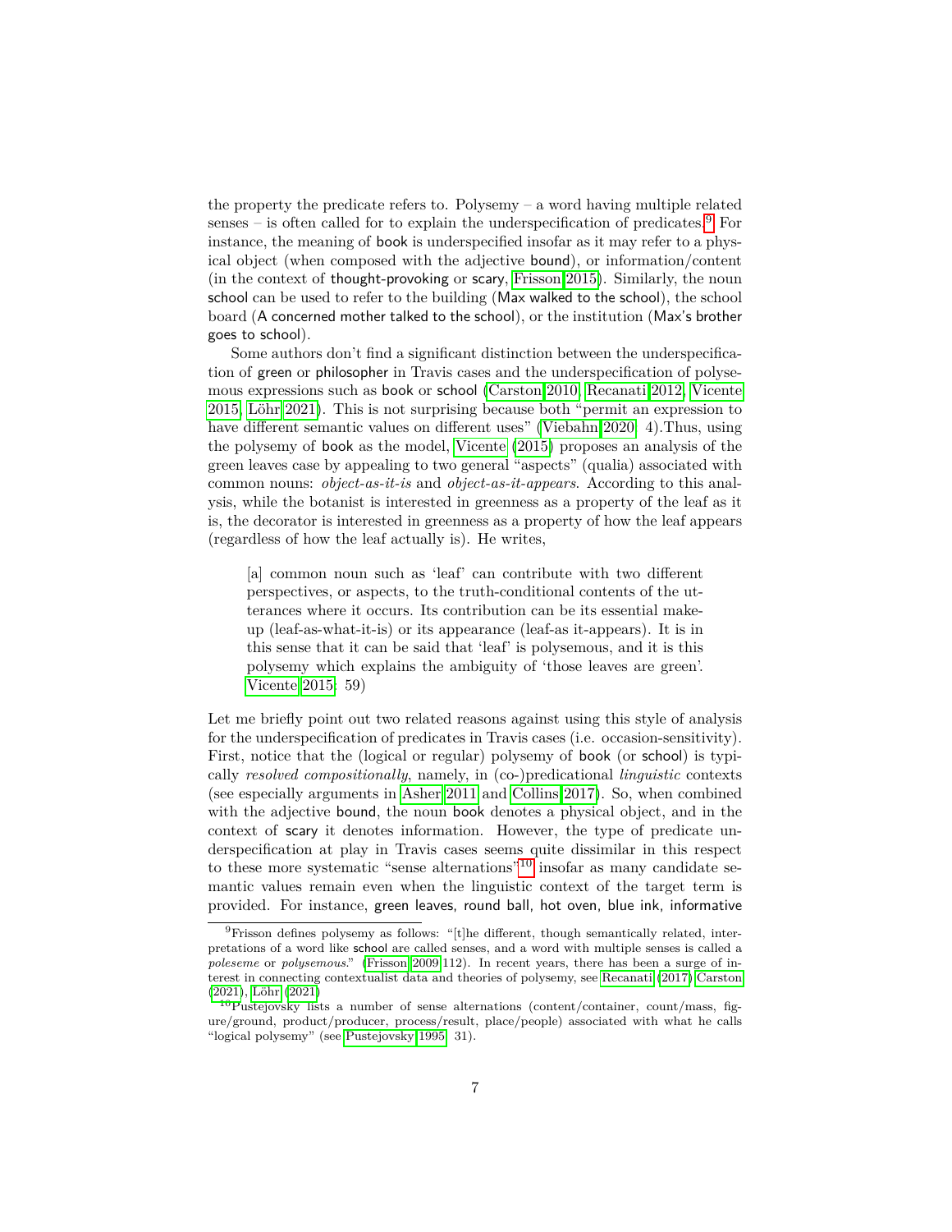the property the predicate refers to. Polysemy – a word having multiple related senses – is often called for to explain the underspecification of predicates.[9] For instance, the meaning of book is underspecified insofar as it may refer to a physical object (when composed with the adjective bound), or information/content (in the context of thought-provoking or scary, Frisson 2015). Similarly, the noun school can be used to refer to the building (Max walked to the school), the school board (A concerned mother talked to the school), or the institution (Max's brother goes to school).

Some authors don't find a significant distinction between the underspecification of green or philosopher in Travis cases and the underspecification of polysemous expressions such as book or school (Carston 2010, Recanati 2012, Vicente 2015, Löhr 2021). This is not surprising because both "permit an expression to have different semantic values on different uses" (Viebahn 2020: 4).Thus, using the polysemy of book as the model, Vicente (2015) proposes an analysis of the green leaves case by appealing to two general "aspects" (qualia) associated with common nouns: *object-as-it-is* and *object-as-it-appears*. According to this analysis, while the botanist is interested in greenness as a property of the leaf as it is, the decorator is interested in greenness as a property of how the leaf appears (regardless of how the leaf actually is). He writes,

> [a] common noun such as 'leaf' can contribute with two different perspectives, or aspects, to the truth-conditional contents of the utterances where it occurs. Its contribution can be its essential make-up (leaf-as-what-it-is) or its appearance (leaf-as it-appears). It is in this sense that it can be said that 'leaf' is polysemous, and it is this polysemy which explains the ambiguity of 'those leaves are green'. Vicente 2015: 59)

Let me briefly point out two related reasons against using this style of analysis for the underspecification of predicates in Travis cases (i.e. occasion-sensitivity). First, notice that the (logical or regular) polysemy of book (or school) is typically *resolved compositionally*, namely, in (co-)predicational *linguistic* contexts (see especially arguments in Asher 2011 and Collins 2017). So, when combined with the adjective bound, the noun book denotes a physical object, and in the context of scary it denotes information. However, the type of predicate underspecification at play in Travis cases seems quite dissimilar in this respect to these more systematic "sense alternations"[10] insofar as many candidate semantic values remain even when the linguistic context of the target term is provided. For instance, green leaves, round ball, hot oven, blue ink, informative

[9] Frisson defines polysemy as follows: "[t]he different, though semantically related, interpretations of a word like school are called senses, and a word with multiple senses is called a *poleseme* or *polysemous*." (Frisson 2009 112). In recent years, there has been a surge of interest in connecting contextualist data and theories of polysemy, see Recanati (2017) Carston (2021), Löhr (2021)

[10] Pustejovsky lists a number of sense alternations (content/container, count/mass, figure/ground, product/producer, process/result, place/people) associated with what he calls "logical polysemy" (see Pustejovsky 1995: 31).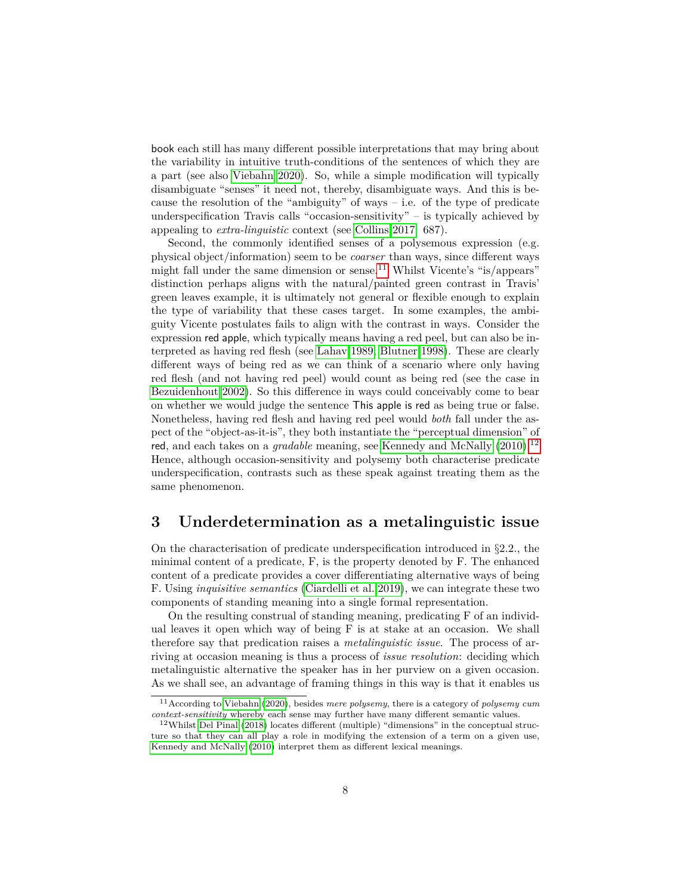book each still has many different possible interpretations that may bring about the variability in intuitive truth-conditions of the sentences of which they are a part (see also Viebahn 2020). So, while a simple modification will typically disambiguate "senses" it need not, thereby, disambiguate ways. And this is because the resolution of the "ambiguity" of ways – i.e. of the type of predicate underspecification Travis calls "occasion-sensitivity" – is typically achieved by appealing to *extra-linguistic* context (see Collins 2017, 687).

Second, the commonly identified senses of a polysemous expression (e.g. physical object/information) seem to be *coarser* than ways, since different ways might fall under the same dimension or sense.[11] Whilst Vicente's "is/appears" distinction perhaps aligns with the natural/painted green contrast in Travis' green leaves example, it is ultimately not general or flexible enough to explain the type of variability that these cases target. In some examples, the ambiguity Vicente postulates fails to align with the contrast in ways. Consider the expression red apple, which typically means having a red peel, but can also be interpreted as having red flesh (see Lahav 1989, Blutner 1998). These are clearly different ways of being red as we can think of a scenario where only having red flesh (and not having red peel) would count as being red (see the case in Bezuidenhout 2002). So this difference in ways could conceivably come to bear on whether we would judge the sentence This apple is red as being true or false. Nonetheless, having red flesh and having red peel would *both* fall under the aspect of the "object-as-it-is", they both instantiate the "perceptual dimension" of red, and each takes on a *gradable* meaning, see Kennedy and McNally (2010).[12] Hence, although occasion-sensitivity and polysemy both characterise predicate underspecification, contrasts such as these speak against treating them as the same phenomenon.

## 3 Underdetermination as a metalinguistic issue

On the characterisation of predicate underspecification introduced in §2.2., the minimal content of a predicate, F, is the property denoted by F. The enhanced content of a predicate provides a cover differentiating alternative ways of being F. Using *inquisitive semantics* (Ciardelli et al. 2019), we can integrate these two components of standing meaning into a single formal representation.

On the resulting construal of standing meaning, predicating F of an individual leaves it open which way of being F is at stake at an occasion. We shall therefore say that predication raises a *metalinguistic issue*. The process of arriving at occasion meaning is thus a process of *issue resolution*: deciding which metalinguistic alternative the speaker has in her purview on a given occasion. As we shall see, an advantage of framing things in this way is that it enables us

---

[11] According to Viebahn (2020), besides *mere polysemy*, there is a category of *polysemy cum context-sensitivity* whereby each sense may further have many different semantic values.

[12] Whilst Del Pinal (2018) locates different (multiple) "dimensions" in the conceptual structure so that they can all play a role in modifying the extension of a term on a given use, Kennedy and McNally (2010) interpret them as different lexical meanings.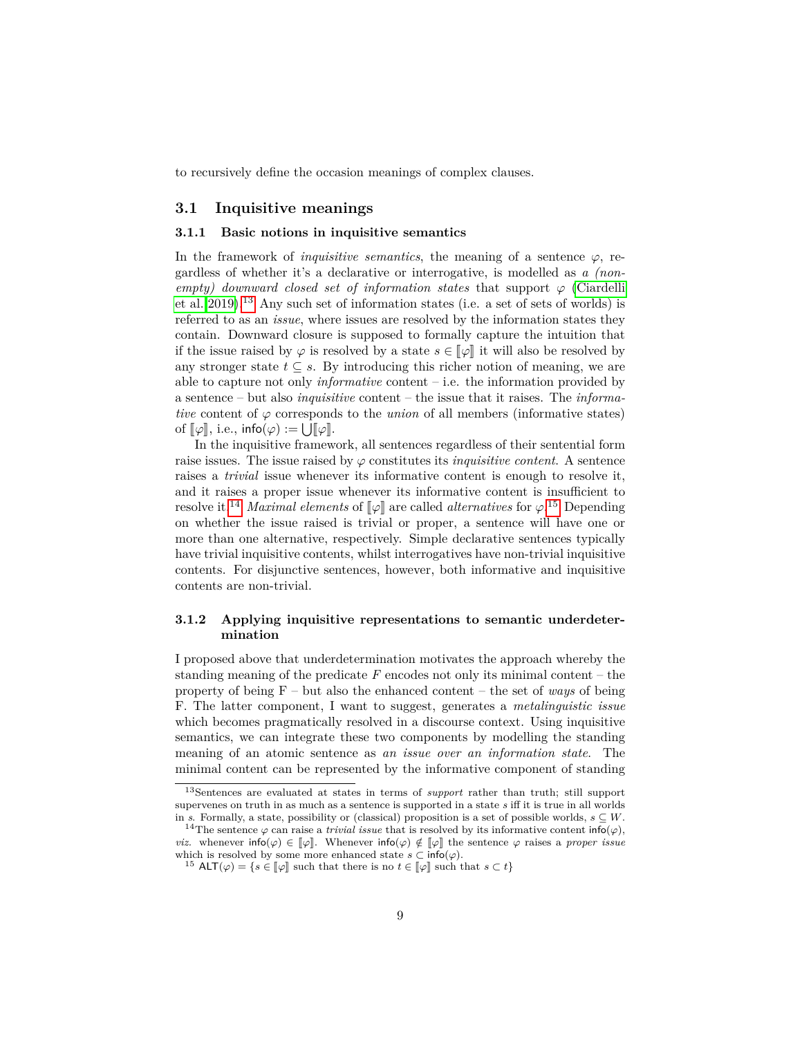to recursively define the occasion meanings of complex clauses.

## 3.1 Inquisitive meanings

### 3.1.1 Basic notions in inquisitive semantics

In the framework of *inquisitive semantics*, the meaning of a sentence $\varphi$, regardless of whether it's a declarative or interrogative, is modelled as *a (non-empty) downward closed set of information states* that support $\varphi$ (Ciardelli et al. 2019).[13] Any such set of information states (i.e. a set of sets of worlds) is referred to as an *issue*, where issues are resolved by the information states they contain. Downward closure is supposed to formally capture the intuition that if the issue raised by $\varphi$ is resolved by a state $s \in [\![\varphi]\!]$ it will also be resolved by any stronger state $t \subseteq s$. By introducing this richer notion of meaning, we are able to capture not only *informative* content – i.e. the information provided by a sentence – but also *inquisitive* content – the issue that it raises. The *informative* content of $\varphi$ corresponds to the *union* of all members (informative states) of $[\![\varphi]\!]$, i.e., $\mathsf{info}(\varphi) := \bigcup [\![\varphi]\!]$.

In the inquisitive framework, all sentences regardless of their sentential form raise issues. The issue raised by $\varphi$ constitutes its *inquisitive content*. A sentence raises a *trivial* issue whenever its informative content is enough to resolve it, and it raises a proper issue whenever its informative content is insufficient to resolve it.[14] *Maximal elements* of $[\![\varphi]\!]$ are called *alternatives* for $\varphi$.[15] Depending on whether the issue raised is trivial or proper, a sentence will have one or more than one alternative, respectively. Simple declarative sentences typically have trivial inquisitive contents, whilst interrogatives have non-trivial inquisitive contents. For disjunctive sentences, however, both informative and inquisitive contents are non-trivial.

### 3.1.2 Applying inquisitive representations to semantic underdetermination

I proposed above that underdetermination motivates the approach whereby the standing meaning of the predicate $F$ encodes not only its minimal content – the property of being F – but also the enhanced content – the set of *ways* of being F. The latter component, I want to suggest, generates a *metalinguistic issue* which becomes pragmatically resolved in a discourse context. Using inquisitive semantics, we can integrate these two components by modelling the standing meaning of an atomic sentence as *an issue over an information state*. The minimal content can be represented by the informative component of standing

---

[13] Sentences are evaluated at states in terms of *support* rather than truth; still support supervenes on truth in as much as a sentence is supported in a state $s$ iff it is true in all worlds in $s$. Formally, a state, possibility or (classical) proposition is a set of possible worlds, $s \subseteq W$.

[14] The sentence $\varphi$ can raise a *trivial issue* that is resolved by its informative content $\mathsf{info}(\varphi)$, *viz.* whenever $\mathsf{info}(\varphi) \in [\![\varphi]\!]$. Whenever $\mathsf{info}(\varphi) \notin [\![\varphi]\!]$ the sentence $\varphi$ raises a *proper issue* which is resolved by some more enhanced state $s \subset \mathsf{info}(\varphi)$.

[15] $\mathsf{ALT}(\varphi) = \{s \in [\![\varphi]\!]$ such that there is no $t \in [\![\varphi]\!]$ such that $s \subset t\}$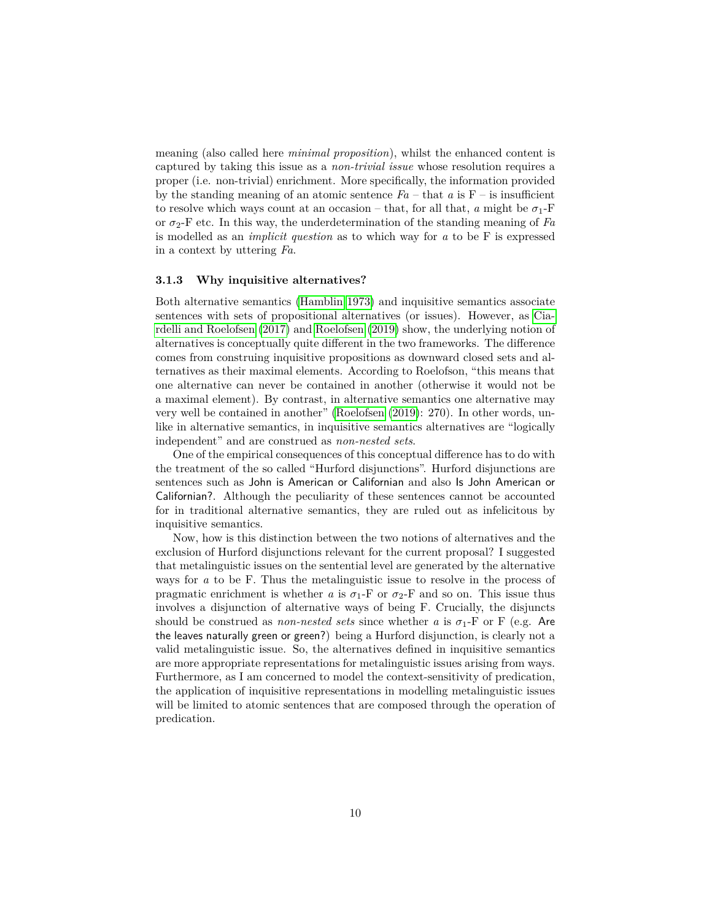meaning (also called here *minimal proposition*), whilst the enhanced content is captured by taking this issue as a *non-trivial issue* whose resolution requires a proper (i.e. non-trivial) enrichment. More specifically, the information provided by the standing meaning of an atomic sentence *Fa* – that *a* is F – is insufficient to resolve which ways count at an occasion – that, for all that, *a* might be $\sigma_1$-F or $\sigma_2$-F etc. In this way, the underdetermination of the standing meaning of *Fa* is modelled as an *implicit question* as to which way for *a* to be F is expressed in a context by uttering *Fa*.

### 3.1.3 Why inquisitive alternatives?

Both alternative semantics (Hamblin 1973) and inquisitive semantics associate sentences with sets of propositional alternatives (or issues). However, as Ciardelli and Roelofsen (2017) and Roelofsen (2019) show, the underlying notion of alternatives is conceptually quite different in the two frameworks. The difference comes from construing inquisitive propositions as downward closed sets and alternatives as their maximal elements. According to Roelofson, "this means that one alternative can never be contained in another (otherwise it would not be a maximal element). By contrast, in alternative semantics one alternative may very well be contained in another" (Roelofsen (2019): 270). In other words, unlike in alternative semantics, in inquisitive semantics alternatives are "logically independent" and are construed as *non-nested sets*.

One of the empirical consequences of this conceptual difference has to do with the treatment of the so called "Hurford disjunctions". Hurford disjunctions are sentences such as John is American or Californian and also Is John American or Californian?. Although the peculiarity of these sentences cannot be accounted for in traditional alternative semantics, they are ruled out as infelicitous by inquisitive semantics.

Now, how is this distinction between the two notions of alternatives and the exclusion of Hurford disjunctions relevant for the current proposal? I suggested that metalinguistic issues on the sentential level are generated by the alternative ways for *a* to be F. Thus the metalinguistic issue to resolve in the process of pragmatic enrichment is whether *a* is $\sigma_1$-F or $\sigma_2$-F and so on. This issue thus involves a disjunction of alternative ways of being F. Crucially, the disjuncts should be construed as *non-nested sets* since whether *a* is $\sigma_1$-F or F (e.g. Are the leaves naturally green or green?) being a Hurford disjunction, is clearly not a valid metalinguistic issue. So, the alternatives defined in inquisitive semantics are more appropriate representations for metalinguistic issues arising from ways. Furthermore, as I am concerned to model the context-sensitivity of predication, the application of inquisitive representations in modelling metalinguistic issues will be limited to atomic sentences that are composed through the operation of predication.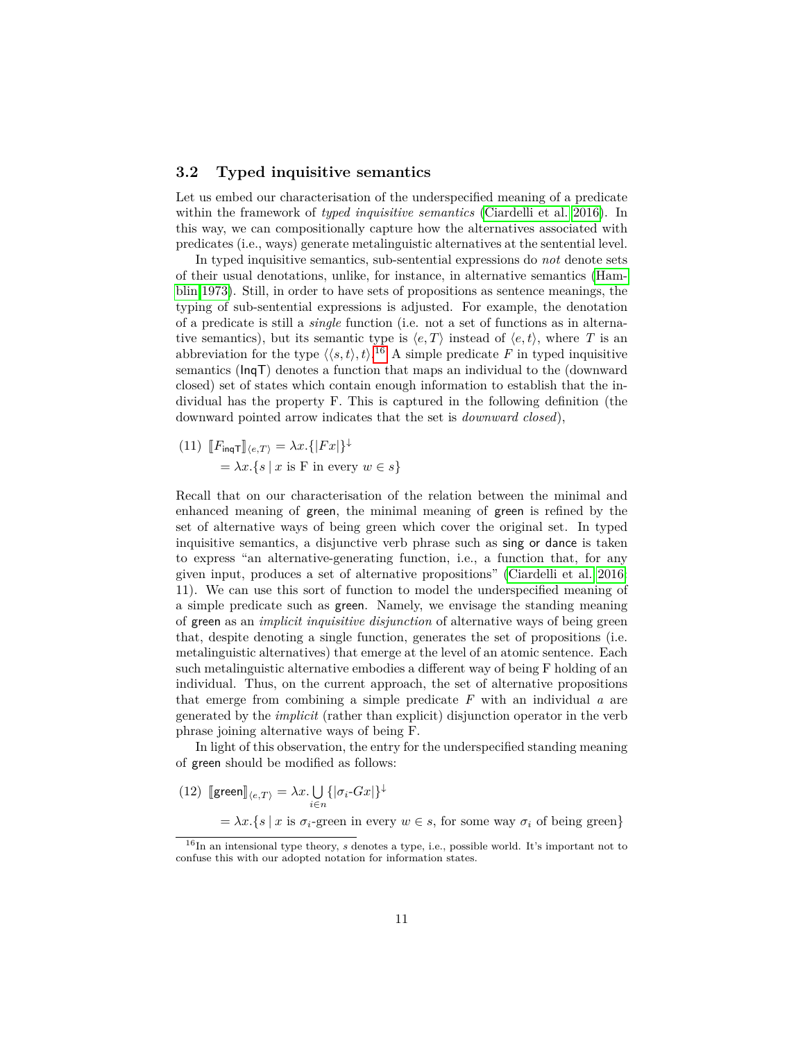### 3.2 Typed inquisitive semantics

Let us embed our characterisation of the underspecified meaning of a predicate within the framework of *typed inquisitive semantics* (Ciardelli et al. 2016). In this way, we can compositionally capture how the alternatives associated with predicates (i.e., ways) generate metalinguistic alternatives at the sentential level.

In typed inquisitive semantics, sub-sentential expressions do *not* denote sets of their usual denotations, unlike, for instance, in alternative semantics (Hamblin 1973). Still, in order to have sets of propositions as sentence meanings, the typing of sub-sentential expressions is adjusted. For example, the denotation of a predicate is still a *single* function (i.e. not a set of functions as in alternative semantics), but its semantic type is $\langle e, T\rangle$ instead of $\langle e, t\rangle$, where $T$ is an abbreviation for the type $\langle\langle s, t\rangle, t\rangle$.[16] A simple predicate $F$ in typed inquisitive semantics (InqT) denotes a function that maps an individual to the (downward closed) set of states which contain enough information to establish that the individual has the property F. This is captured in the following definition (the downward pointed arrow indicates that the set is *downward closed*),

(11) $[\![F_{\mathsf{inqT}}]\!]_{\langle e,T\rangle} = \lambda x.\{|Fx|\}^{\downarrow}$
$= \lambda x.\{s \mid x \text{ is F in every } w \in s\}$

Recall that on our characterisation of the relation between the minimal and enhanced meaning of green, the minimal meaning of green is refined by the set of alternative ways of being green which cover the original set. In typed inquisitive semantics, a disjunctive verb phrase such as sing or dance is taken to express "an alternative-generating function, i.e., a function that, for any given input, produces a set of alternative propositions" (Ciardelli et al. 2016: 11). We can use this sort of function to model the underspecified meaning of a simple predicate such as green. Namely, we envisage the standing meaning of green as an *implicit inquisitive disjunction* of alternative ways of being green that, despite denoting a single function, generates the set of propositions (i.e. metalinguistic alternatives) that emerge at the level of an atomic sentence. Each such metalinguistic alternative embodies a different way of being F holding of an individual. Thus, on the current approach, the set of alternative propositions that emerge from combining a simple predicate $F$ with an individual $a$ are generated by the *implicit* (rather than explicit) disjunction operator in the verb phrase joining alternative ways of being F.

In light of this observation, the entry for the underspecified standing meaning of green should be modified as follows:

(12) $[\![\mathsf{green}]\!]_{\langle e,T\rangle} = \lambda x.\bigcup_{i\in n}\{|\sigma_i\text{-}Gx|\}^{\downarrow}$
$= \lambda x.\{s \mid x \text{ is } \sigma_i\text{-green in every } w \in s, \text{ for some way } \sigma_i \text{ of being green}\}$

[16] In an intensional type theory, $s$ denotes a type, i.e., possible world. It's important not to confuse this with our adopted notation for information states.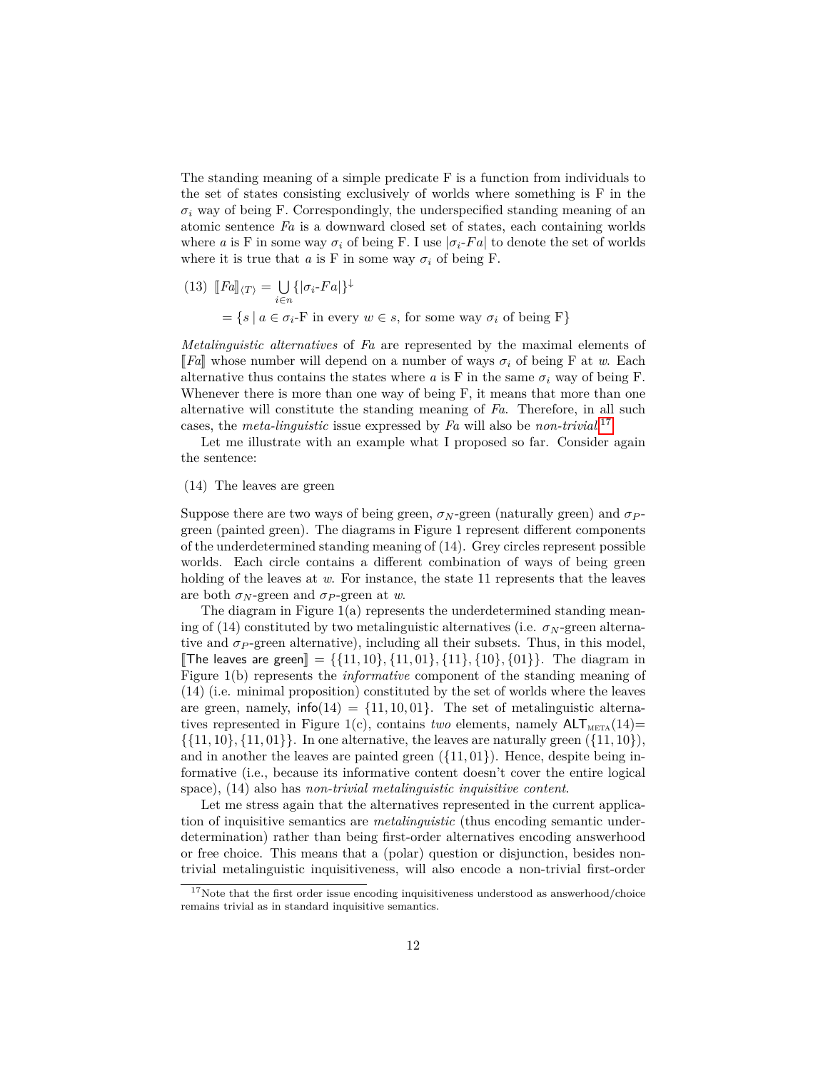The standing meaning of a simple predicate F is a function from individuals to the set of states consisting exclusively of worlds where something is F in the $\sigma_i$ way of being F. Correspondingly, the underspecified standing meaning of an atomic sentence *Fa* is a downward closed set of states, each containing worlds where $a$ is F in some way $\sigma_i$ of being F. I use $|\sigma_i\text{-}Fa|$ to denote the set of worlds where it is true that $a$ is F in some way $\sigma_i$ of being F.

(13) $[\![Fa]\!]_{\langle T \rangle} = \bigcup_{i \in n} \{|\sigma_i\text{-}Fa|\}^{\downarrow}$

$= \{s \mid a \in \sigma_i\text{-F in every } w \in s, \text{ for some way } \sigma_i \text{ of being F}\}$

*Metalinguistic alternatives* of *Fa* are represented by the maximal elements of $[\![Fa]\!]$ whose number will depend on a number of ways $\sigma_i$ of being F at $w$. Each alternative thus contains the states where $a$ is F in the same $\sigma_i$ way of being F. Whenever there is more than one way of being F, it means that more than one alternative will constitute the standing meaning of *Fa*. Therefore, in all such cases, the *meta-linguistic* issue expressed by *Fa* will also be *non-trivial*.[17]

Let me illustrate with an example what I proposed so far. Consider again the sentence:

(14) The leaves are green

Suppose there are two ways of being green, $\sigma_N$-green (naturally green) and $\sigma_P$-green (painted green). The diagrams in Figure 1 represent different components of the underdetermined standing meaning of (14). Grey circles represent possible worlds. Each circle contains a different combination of ways of being green holding of the leaves at $w$. For instance, the state 11 represents that the leaves are both $\sigma_N$-green and $\sigma_P$-green at $w$.

The diagram in Figure 1(a) represents the underdetermined standing meaning of (14) constituted by two metalinguistic alternatives (i.e. $\sigma_N$-green alternative and $\sigma_P$-green alternative), including all their subsets. Thus, in this model, $[\![\text{The leaves are green}]\!] = \{\{11, 10\}, \{11, 01\}, \{11\}, \{10\}, \{01\}\}$. The diagram in Figure 1(b) represents the *informative* component of the standing meaning of (14) (i.e. minimal proposition) constituted by the set of worlds where the leaves are green, namely, $\mathsf{info}(14) = \{11, 10, 01\}$. The set of metalinguistic alternatives represented in Figure 1(c), contains *two* elements, namely $\mathsf{ALT}_{\text{META}}(14) = \{\{11, 10\}, \{11, 01\}\}$. In one alternative, the leaves are naturally green ($\{11, 10\}$), and in another the leaves are painted green ($\{11, 01\}$). Hence, despite being informative (i.e., because its informative content doesn't cover the entire logical space), (14) also has *non-trivial metalinguistic inquisitive content*.

Let me stress again that the alternatives represented in the current application of inquisitive semantics are *metalinguistic* (thus encoding semantic underdetermination) rather than being first-order alternatives encoding answerhood or free choice. This means that a (polar) question or disjunction, besides non-trivial metalinguistic inquisitiveness, will also encode a non-trivial first-order

[17] Note that the first order issue encoding inquisitiveness understood as answerhood/choice remains trivial as in standard inquisitive semantics.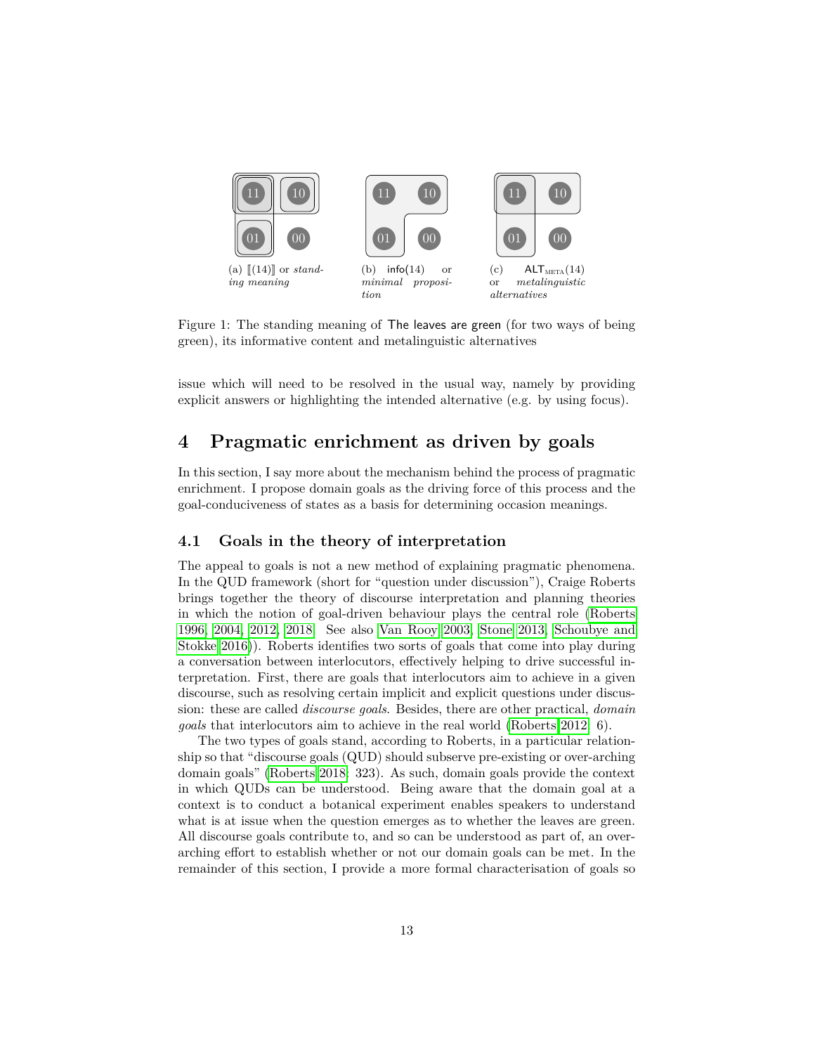(a) ⟦(14)⟧ or *standing meaning*

(b) info(14) or *minimal proposition*

(c) $\mathsf{ALT}_{\text{META}}(14)$ or *metalinguistic alternatives*

Figure 1: The standing meaning of The leaves are green (for two ways of being green), its informative content and metalinguistic alternatives

issue which will need to be resolved in the usual way, namely by providing explicit answers or highlighting the intended alternative (e.g. by using focus).

# 4 Pragmatic enrichment as driven by goals

In this section, I say more about the mechanism behind the process of pragmatic enrichment. I propose domain goals as the driving force of this process and the goal-conduciveness of states as a basis for determining occasion meanings.

## 4.1 Goals in the theory of interpretation

The appeal to goals is not a new method of explaining pragmatic phenomena. In the QUD framework (short for "question under discussion"), Craige Roberts brings together the theory of discourse interpretation and planning theories in which the notion of goal-driven behaviour plays the central role (Roberts 1996, 2004, 2012, 2018. See also Van Rooy 2003, Stone 2013, Schoubye and Stokke 2016)). Roberts identifies two sorts of goals that come into play during a conversation between interlocutors, effectively helping to drive successful interpretation. First, there are goals that interlocutors aim to achieve in a given discourse, such as resolving certain implicit and explicit questions under discussion: these are called *discourse goals*. Besides, there are other practical, *domain goals* that interlocutors aim to achieve in the real world (Roberts 2012: 6).

The two types of goals stand, according to Roberts, in a particular relationship so that "discourse goals (QUD) should subserve pre-existing or over-arching domain goals" (Roberts 2018: 323). As such, domain goals provide the context in which QUDs can be understood. Being aware that the domain goal at a context is to conduct a botanical experiment enables speakers to understand what is at issue when the question emerges as to whether the leaves are green. All discourse goals contribute to, and so can be understood as part of, an overarching effort to establish whether or not our domain goals can be met. In the remainder of this section, I provide a more formal characterisation of goals so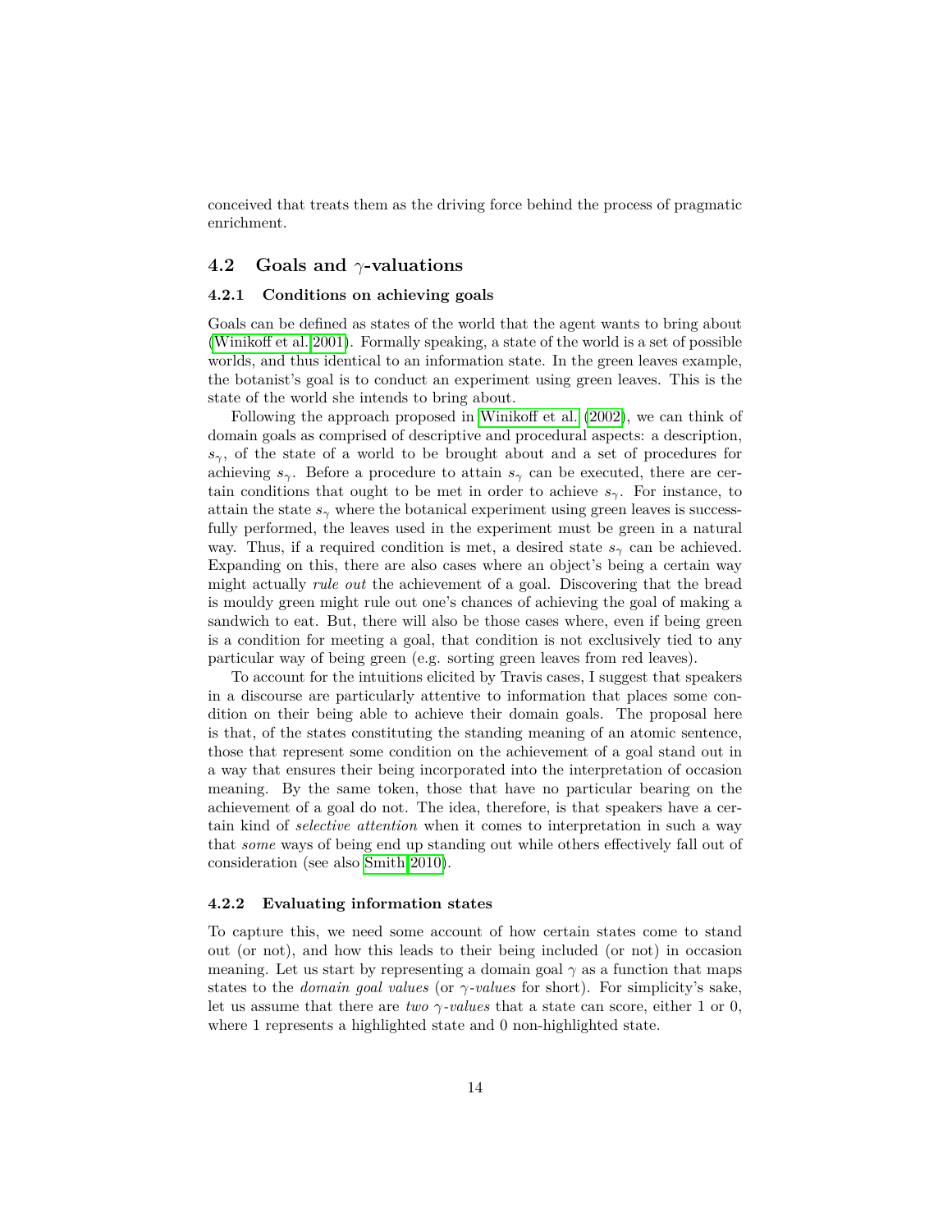conceived that treats them as the driving force behind the process of pragmatic enrichment.

## 4.2 Goals and $\gamma$-valuations

### 4.2.1 Conditions on achieving goals

Goals can be defined as states of the world that the agent wants to bring about (Winikoff et al. 2001). Formally speaking, a state of the world is a set of possible worlds, and thus identical to an information state. In the green leaves example, the botanist's goal is to conduct an experiment using green leaves. This is the state of the world she intends to bring about.

Following the approach proposed in Winikoff et al. (2002), we can think of domain goals as comprised of descriptive and procedural aspects: a description, $s_\gamma$, of the state of a world to be brought about and a set of procedures for achieving $s_\gamma$. Before a procedure to attain $s_\gamma$ can be executed, there are certain conditions that ought to be met in order to achieve $s_\gamma$. For instance, to attain the state $s_\gamma$ where the botanical experiment using green leaves is successfully performed, the leaves used in the experiment must be green in a natural way. Thus, if a required condition is met, a desired state $s_\gamma$ can be achieved. Expanding on this, there are also cases where an object's being a certain way might actually *rule out* the achievement of a goal. Discovering that the bread is mouldy green might rule out one's chances of achieving the goal of making a sandwich to eat. But, there will also be those cases where, even if being green is a condition for meeting a goal, that condition is not exclusively tied to any particular way of being green (e.g. sorting green leaves from red leaves).

To account for the intuitions elicited by Travis cases, I suggest that speakers in a discourse are particularly attentive to information that places some condition on their being able to achieve their domain goals. The proposal here is that, of the states constituting the standing meaning of an atomic sentence, those that represent some condition on the achievement of a goal stand out in a way that ensures their being incorporated into the interpretation of occasion meaning. By the same token, those that have no particular bearing on the achievement of a goal do not. The idea, therefore, is that speakers have a certain kind of *selective attention* when it comes to interpretation in such a way that *some* ways of being end up standing out while others effectively fall out of consideration (see also Smith 2010).

### 4.2.2 Evaluating information states

To capture this, we need some account of how certain states come to stand out (or not), and how this leads to their being included (or not) in occasion meaning. Let us start by representing a domain goal $\gamma$ as a function that maps states to the *domain goal values* (or $\gamma$*-values* for short). For simplicity's sake, let us assume that there are *two* $\gamma$*-values* that a state can score, either 1 or 0, where 1 represents a highlighted state and 0 non-highlighted state.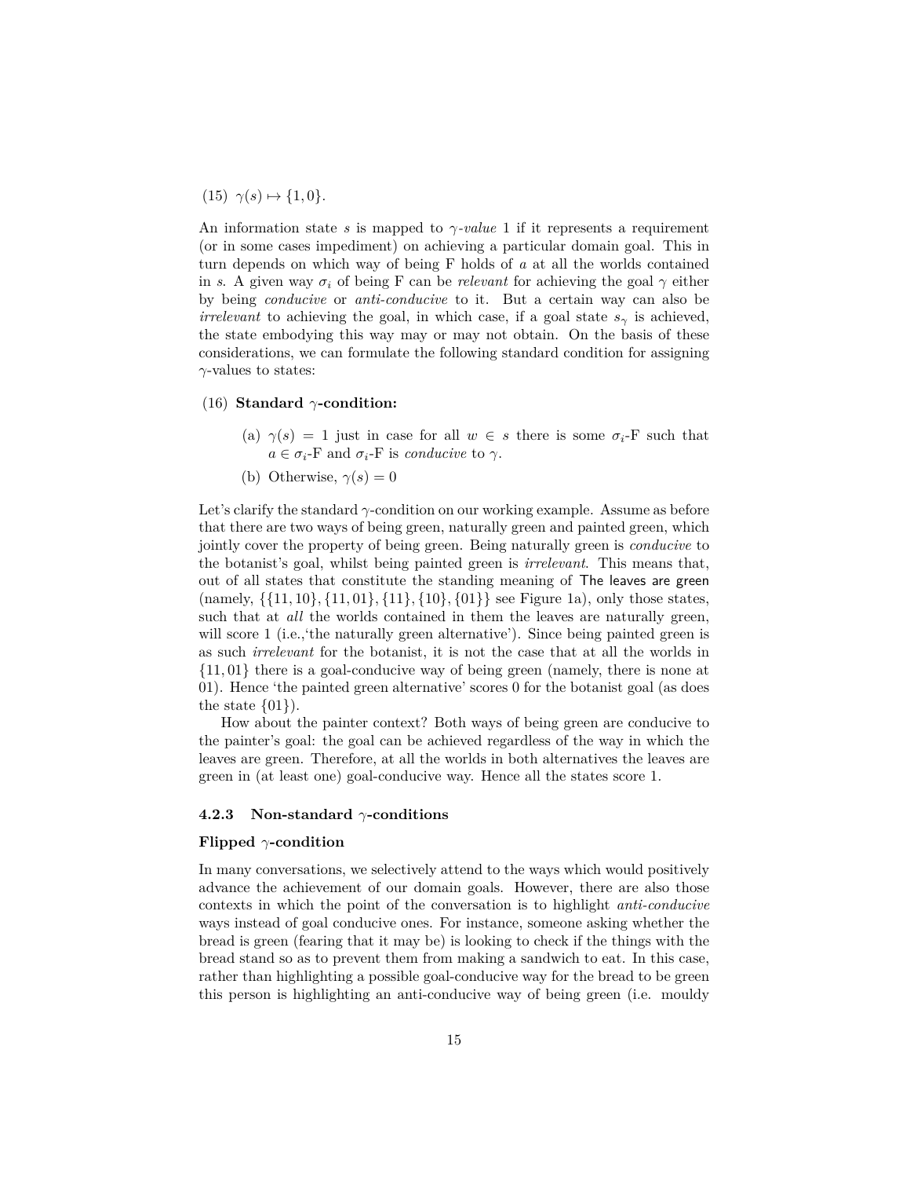(15) $\gamma(s) \mapsto \{1, 0\}$.

An information state $s$ is mapped to *$\gamma$-value* 1 if it represents a requirement (or in some cases impediment) on achieving a particular domain goal. This in turn depends on which way of being F holds of $a$ at all the worlds contained in $s$. A given way $\sigma_i$ of being F can be *relevant* for achieving the goal $\gamma$ either by being *conducive* or *anti-conducive* to it. But a certain way can also be *irrelevant* to achieving the goal, in which case, if a goal state $s_\gamma$ is achieved, the state embodying this way may or may not obtain. On the basis of these considerations, we can formulate the following standard condition for assigning $\gamma$-values to states:

(16) **Standard $\gamma$-condition:**

(a) $\gamma(s) = 1$ just in case for all $w \in s$ there is some $\sigma_i$-F such that $a \in \sigma_i$-F and $\sigma_i$-F is *conducive* to $\gamma$.

(b) Otherwise, $\gamma(s) = 0$

Let's clarify the standard $\gamma$-condition on our working example. Assume as before that there are two ways of being green, naturally green and painted green, which jointly cover the property of being green. Being naturally green is *conducive* to the botanist's goal, whilst being painted green is *irrelevant*. This means that, out of all states that constitute the standing meaning of The leaves are green (namely, $\{\{11, 10\}, \{11, 01\}, \{11\}, \{10\}, \{01\}\}$ see Figure 1a), only those states, such that at *all* the worlds contained in them the leaves are naturally green, will score 1 (i.e.,'the naturally green alternative'). Since being painted green is as such *irrelevant* for the botanist, it is not the case that at all the worlds in $\{11, 01\}$ there is a goal-conducive way of being green (namely, there is none at 01). Hence 'the painted green alternative' scores 0 for the botanist goal (as does the state $\{01\}$).

How about the painter context? Both ways of being green are conducive to the painter's goal: the goal can be achieved regardless of the way in which the leaves are green. Therefore, at all the worlds in both alternatives the leaves are green in (at least one) goal-conducive way. Hence all the states score 1.

#### 4.2.3 Non-standard $\gamma$-conditions

**Flipped $\gamma$-condition**

In many conversations, we selectively attend to the ways which would positively advance the achievement of our domain goals. However, there are also those contexts in which the point of the conversation is to highlight *anti-conducive* ways instead of goal conducive ones. For instance, someone asking whether the bread is green (fearing that it may be) is looking to check if the things with the bread stand so as to prevent them from making a sandwich to eat. In this case, rather than highlighting a possible goal-conducive way for the bread to be green this person is highlighting an anti-conducive way of being green (i.e. mouldy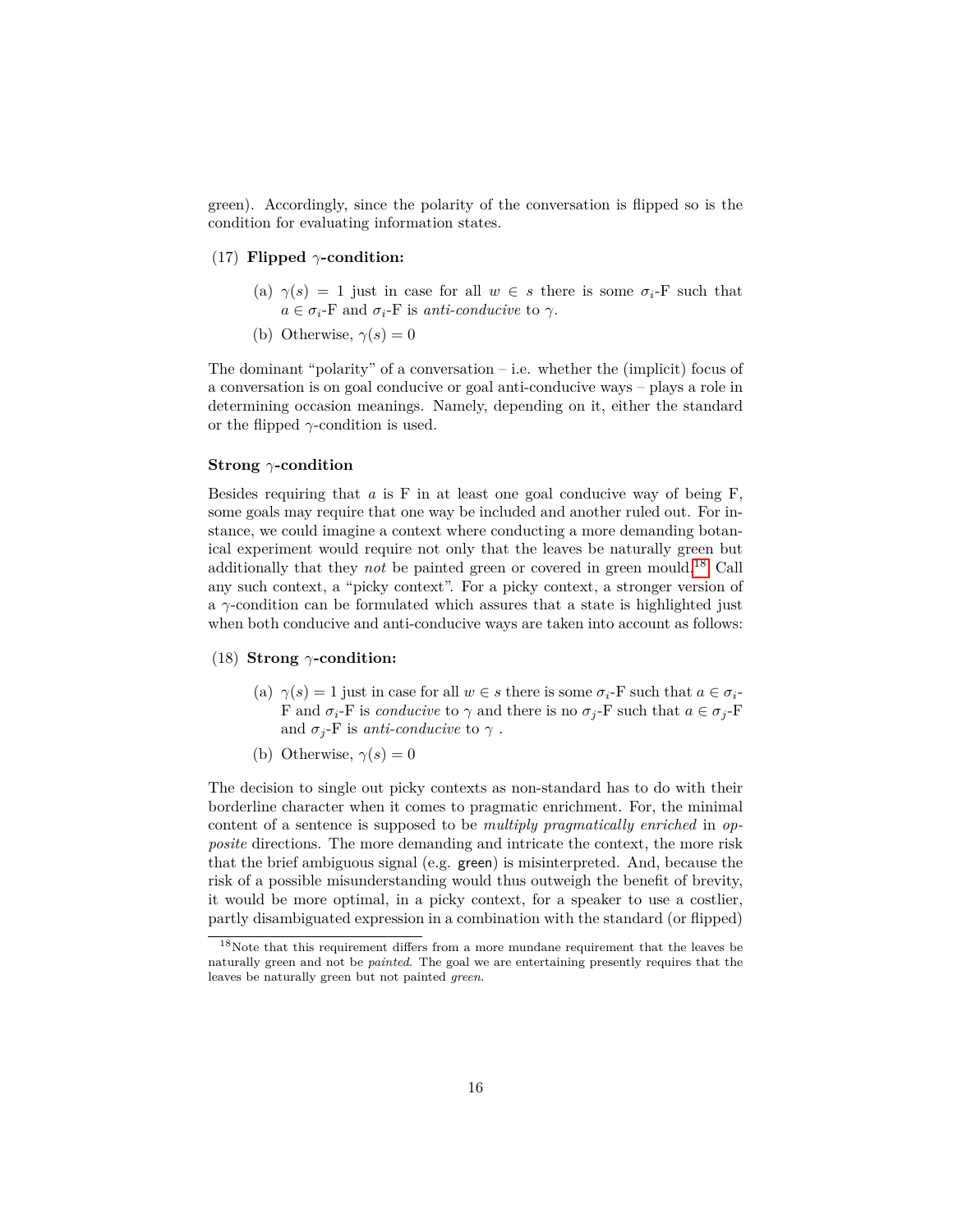green). Accordingly, since the polarity of the conversation is flipped so is the condition for evaluating information states.

(17) **Flipped $\gamma$-condition:**

(a) $\gamma(s) = 1$ just in case for all $w \in s$ there is some $\sigma_i$-F such that $a \in \sigma_i$-F and $\sigma_i$-F is *anti-conducive* to $\gamma$.

(b) Otherwise, $\gamma(s) = 0$

The dominant "polarity" of a conversation – i.e. whether the (implicit) focus of a conversation is on goal conducive or goal anti-conducive ways – plays a role in determining occasion meanings. Namely, depending on it, either the standard or the flipped $\gamma$-condition is used.

#### Strong $\gamma$-condition

Besides requiring that $a$ is F in at least one goal conducive way of being F, some goals may require that one way be included and another ruled out. For instance, we could imagine a context where conducting a more demanding botanical experiment would require not only that the leaves be naturally green but additionally that they *not* be painted green or covered in green mould.[18] Call any such context, a "picky context". For a picky context, a stronger version of a $\gamma$-condition can be formulated which assures that a state is highlighted just when both conducive and anti-conducive ways are taken into account as follows:

(18) **Strong $\gamma$-condition:**

(a) $\gamma(s) = 1$ just in case for all $w \in s$ there is some $\sigma_i$-F such that $a \in \sigma_i$-F and $\sigma_i$-F is *conducive* to $\gamma$ and there is no $\sigma_j$-F such that $a \in \sigma_j$-F and $\sigma_j$-F is *anti-conducive* to $\gamma$ .

(b) Otherwise, $\gamma(s) = 0$

The decision to single out picky contexts as non-standard has to do with their borderline character when it comes to pragmatic enrichment. For, the minimal content of a sentence is supposed to be *multiply pragmatically enriched* in *opposite* directions. The more demanding and intricate the context, the more risk that the brief ambiguous signal (e.g. green) is misinterpreted. And, because the risk of a possible misunderstanding would thus outweigh the benefit of brevity, it would be more optimal, in a picky context, for a speaker to use a costlier, partly disambiguated expression in a combination with the standard (or flipped)

[18] Note that this requirement differs from a more mundane requirement that the leaves be naturally green and not be *painted*. The goal we are entertaining presently requires that the leaves be naturally green but not painted *green*.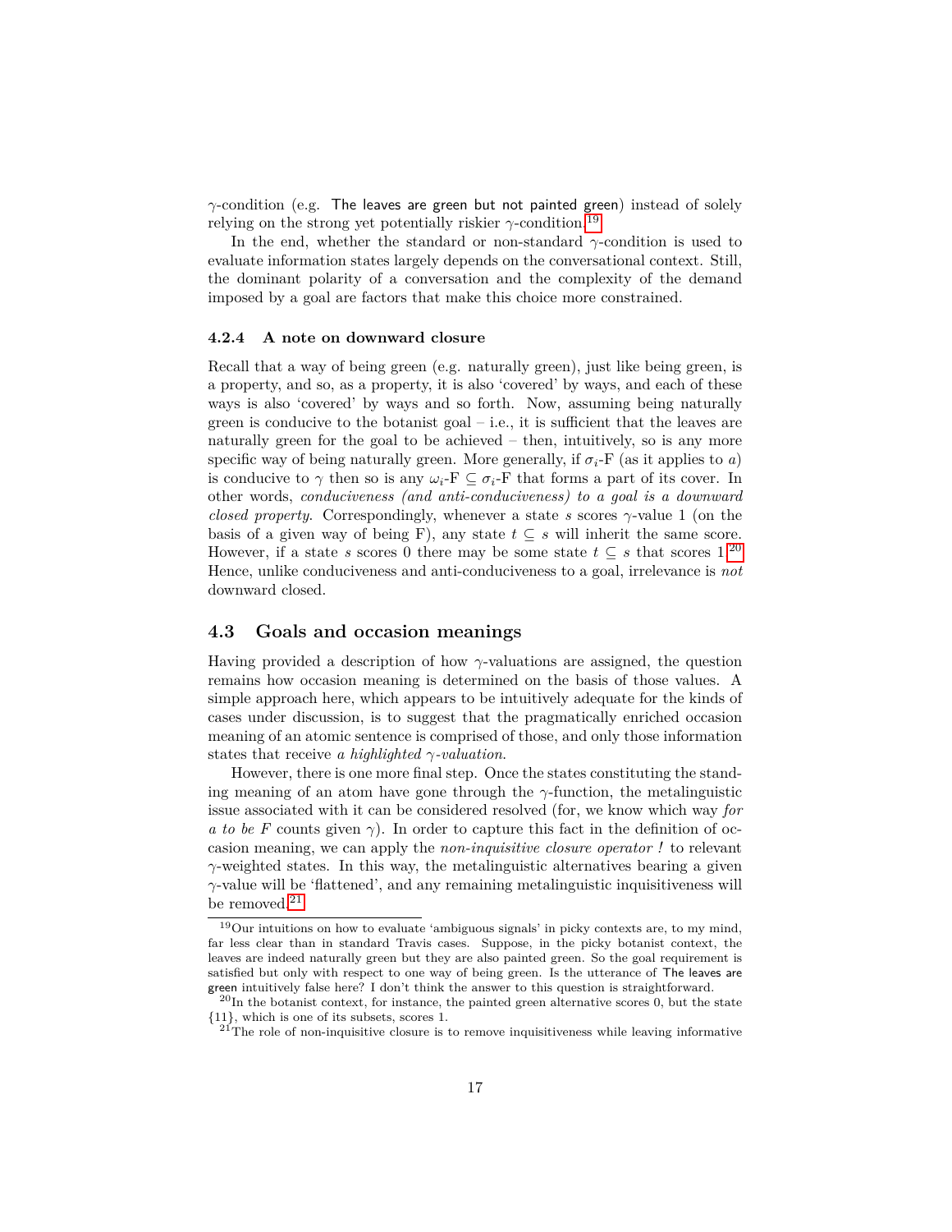$\gamma$-condition (e.g. The leaves are green but not painted green) instead of solely relying on the strong yet potentially riskier $\gamma$-condition.[19]

In the end, whether the standard or non-standard $\gamma$-condition is used to evaluate information states largely depends on the conversational context. Still, the dominant polarity of a conversation and the complexity of the demand imposed by a goal are factors that make this choice more constrained.

#### 4.2.4 A note on downward closure

Recall that a way of being green (e.g. naturally green), just like being green, is a property, and so, as a property, it is also 'covered' by ways, and each of these ways is also 'covered' by ways and so forth. Now, assuming being naturally green is conducive to the botanist goal – i.e., it is sufficient that the leaves are naturally green for the goal to be achieved – then, intuitively, so is any more specific way of being naturally green. More generally, if $\sigma_i$-F (as it applies to $a$) is conducive to $\gamma$ then so is any $\omega_i\text{-F} \subseteq \sigma_i\text{-F}$ that forms a part of its cover. In other words, *conduciveness (and anti-conduciveness) to a goal is a downward closed property*. Correspondingly, whenever a state $s$ scores $\gamma$-value 1 (on the basis of a given way of being F), any state $t \subseteq s$ will inherit the same score. However, if a state $s$ scores 0 there may be some state $t \subseteq s$ that scores 1.[20] Hence, unlike conduciveness and anti-conduciveness to a goal, irrelevance is *not* downward closed.

### 4.3 Goals and occasion meanings

Having provided a description of how $\gamma$-valuations are assigned, the question remains how occasion meaning is determined on the basis of those values. A simple approach here, which appears to be intuitively adequate for the kinds of cases under discussion, is to suggest that the pragmatically enriched occasion meaning of an atomic sentence is comprised of those, and only those information states that receive *a highlighted $\gamma$-valuation*.

However, there is one more final step. Once the states constituting the standing meaning of an atom have gone through the $\gamma$-function, the metalinguistic issue associated with it can be considered resolved (for, we know which way *for $a$ to be $F$* counts given $\gamma$). In order to capture this fact in the definition of occasion meaning, we can apply the *non-inquisitive closure operator !* to relevant $\gamma$-weighted states. In this way, the metalinguistic alternatives bearing a given $\gamma$-value will be 'flattened', and any remaining metalinguistic inquisitiveness will be removed.[21]

---

[19] Our intuitions on how to evaluate 'ambiguous signals' in picky contexts are, to my mind, far less clear than in standard Travis cases. Suppose, in the picky botanist context, the leaves are indeed naturally green but they are also painted green. So the goal requirement is satisfied but only with respect to one way of being green. Is the utterance of The leaves are green intuitively false here? I don't think the answer to this question is straightforward.

[20] In the botanist context, for instance, the painted green alternative scores 0, but the state $\{11\}$, which is one of its subsets, scores 1.

[21] The role of non-inquisitive closure is to remove inquisitiveness while leaving informative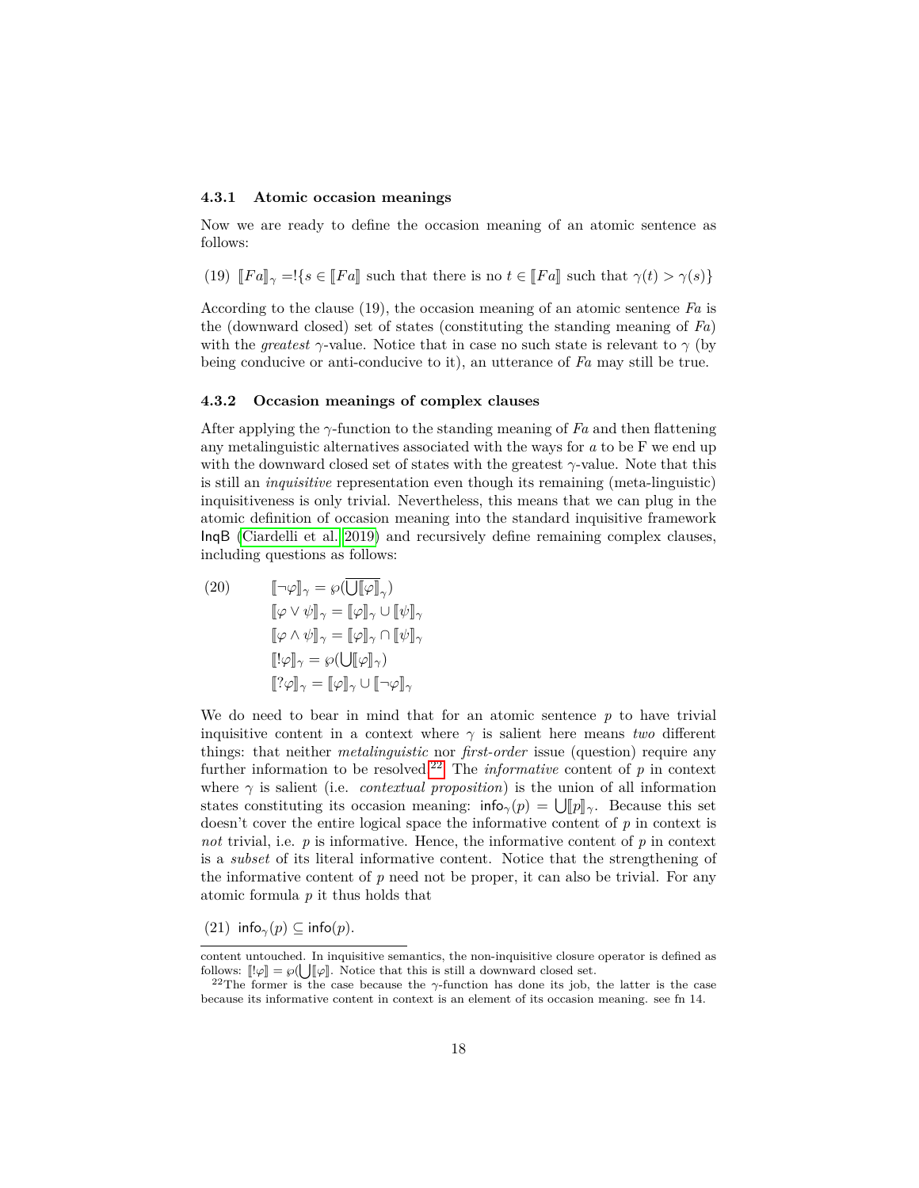### 4.3.1 Atomic occasion meanings

Now we are ready to define the occasion meaning of an atomic sentence as follows:

(19) $[\![Fa]\!]_\gamma = !\{s \in [\![Fa]\!]$ such that there is no $t \in [\![Fa]\!]$ such that $\gamma(t) > \gamma(s)\}$

According to the clause (19), the occasion meaning of an atomic sentence *Fa* is the (downward closed) set of states (constituting the standing meaning of *Fa*) with the *greatest* $\gamma$-value. Notice that in case no such state is relevant to $\gamma$ (by being conducive or anti-conducive to it), an utterance of *Fa* may still be true.

### 4.3.2 Occasion meanings of complex clauses

After applying the $\gamma$-function to the standing meaning of *Fa* and then flattening any metalinguistic alternatives associated with the ways for $a$ to be F we end up with the downward closed set of states with the greatest $\gamma$-value. Note that this is still an *inquisitive* representation even though its remaining (meta-linguistic) inquisitiveness is only trivial. Nevertheless, this means that we can plug in the atomic definition of occasion meaning into the standard inquisitive framework InqB (Ciardelli et al. 2019) and recursively define remaining complex clauses, including questions as follows:

(20)
$$[\![\neg\varphi]\!]_\gamma = \wp(\overline{\bigcup[\![\varphi]\!]_\gamma})$$
$$[\![\varphi \vee \psi]\!]_\gamma = [\![\varphi]\!]_\gamma \cup [\![\psi]\!]_\gamma$$
$$[\![\varphi \wedge \psi]\!]_\gamma = [\![\varphi]\!]_\gamma \cap [\![\psi]\!]_\gamma$$
$$[\![!\varphi]\!]_\gamma = \wp(\bigcup[\![\varphi]\!]_\gamma)$$
$$[\![?\varphi]\!]_\gamma = [\![\varphi]\!]_\gamma \cup [\![\neg\varphi]\!]_\gamma$$

We do need to bear in mind that for an atomic sentence $p$ to have trivial inquisitive content in a context where $\gamma$ is salient here means *two* different things: that neither *metalinguistic* nor *first-order* issue (question) require any further information to be resolved.[22] The *informative* content of $p$ in context where $\gamma$ is salient (i.e. *contextual proposition*) is the union of all information states constituting its occasion meaning: $\mathsf{info}_\gamma(p) = \bigcup[\![p]\!]_\gamma$. Because this set doesn't cover the entire logical space the informative content of $p$ in context is *not* trivial, i.e. $p$ is informative. Hence, the informative content of $p$ in context is a *subset* of its literal informative content. Notice that the strengthening of the informative content of $p$ need not be proper, it can also be trivial. For any atomic formula $p$ it thus holds that

(21) $\mathsf{info}_\gamma(p) \subseteq \mathsf{info}(p)$.

---

content untouched. In inquisitive semantics, the non-inquisitive closure operator is defined as follows: $[\![!\varphi]\!] = \wp(\bigcup[\![\varphi]\!]$. Notice that this is still a downward closed set.

[22] The former is the case because the $\gamma$-function has done its job, the latter is the case because its informative content in context is an element of its occasion meaning. see fn 14.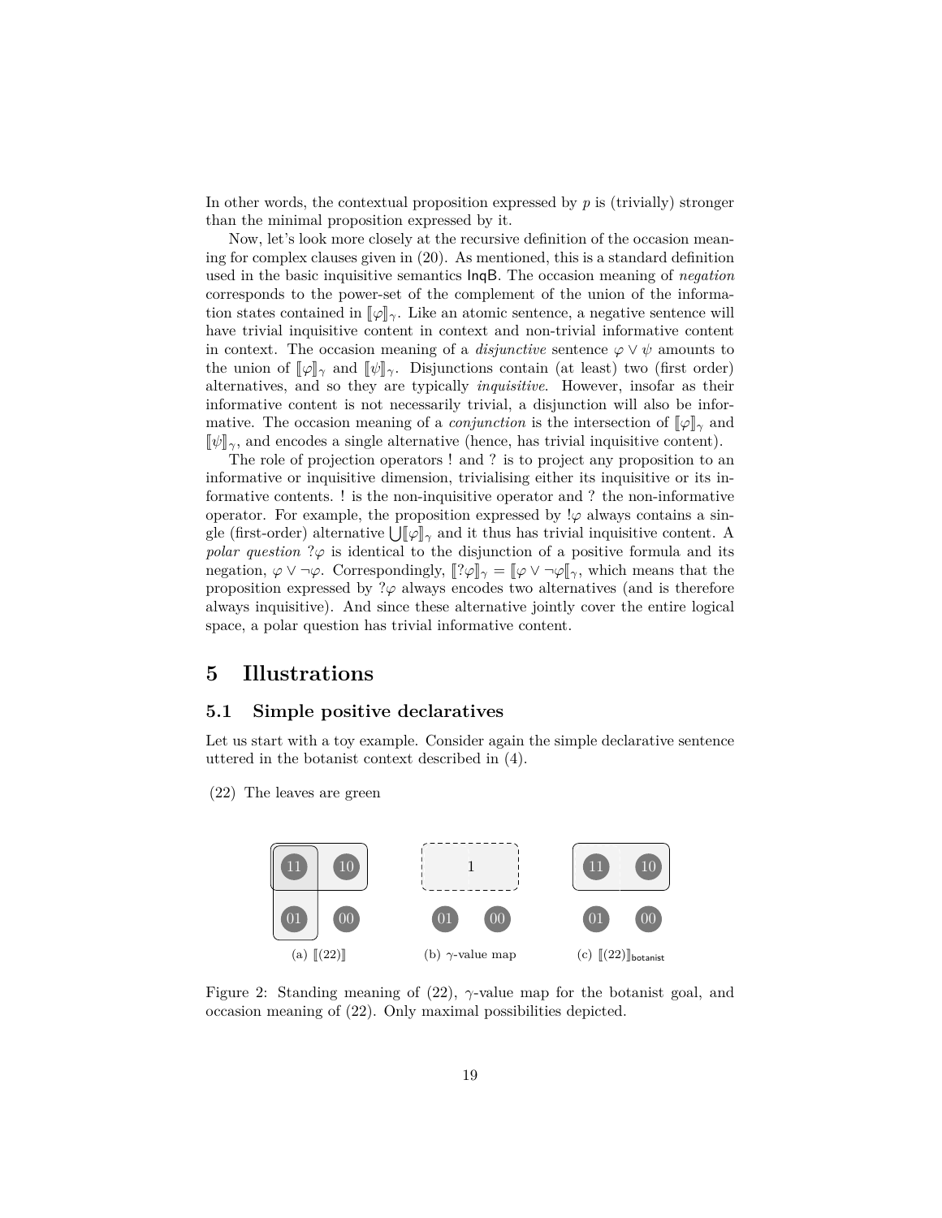In other words, the contextual proposition expressed by $p$ is (trivially) stronger than the minimal proposition expressed by it.

Now, let's look more closely at the recursive definition of the occasion meaning for complex clauses given in (20). As mentioned, this is a standard definition used in the basic inquisitive semantics InqB. The occasion meaning of *negation* corresponds to the power-set of the complement of the union of the information states contained in $[\![\varphi]\!]_\gamma$. Like an atomic sentence, a negative sentence will have trivial inquisitive content in context and non-trivial informative content in context. The occasion meaning of a *disjunctive* sentence $\varphi \vee \psi$ amounts to the union of $[\![\varphi]\!]_\gamma$ and $[\![\psi]\!]_\gamma$. Disjunctions contain (at least) two (first order) alternatives, and so they are typically *inquisitive*. However, insofar as their informative content is not necessarily trivial, a disjunction will also be informative. The occasion meaning of a *conjunction* is the intersection of $[\![\varphi]\!]_\gamma$ and $[\![\psi]\!]_\gamma$, and encodes a single alternative (hence, has trivial inquisitive content).

The role of projection operators ! and ? is to project any proposition to an informative or inquisitive dimension, trivialising either its inquisitive or its informative contents. ! is the non-inquisitive operator and ? the non-informative operator. For example, the proposition expressed by $!\varphi$ always contains a single (first-order) alternative $\bigcup[\![\varphi]\!]_\gamma$ and it thus has trivial inquisitive content. A *polar question* $?\varphi$ is identical to the disjunction of a positive formula and its negation, $\varphi \vee \neg\varphi$. Correspondingly, $[\![?\varphi]\!]_\gamma = [\![\varphi \vee \neg\varphi[\![_\gamma$, which means that the proposition expressed by $?\varphi$ always encodes two alternatives (and is therefore always inquisitive). And since these alternative jointly cover the entire logical space, a polar question has trivial informative content.

# 5 Illustrations

## 5.1 Simple positive declaratives

Let us start with a toy example. Consider again the simple declarative sentence uttered in the botanist context described in (4).

(22) The leaves are green

(a) $[\![(22)]\!]$ (b) $\gamma$-value map (c) $[\![(22)]\!]_{\mathsf{botanist}}$

Figure 2: Standing meaning of (22), $\gamma$-value map for the botanist goal, and occasion meaning of (22). Only maximal possibilities depicted.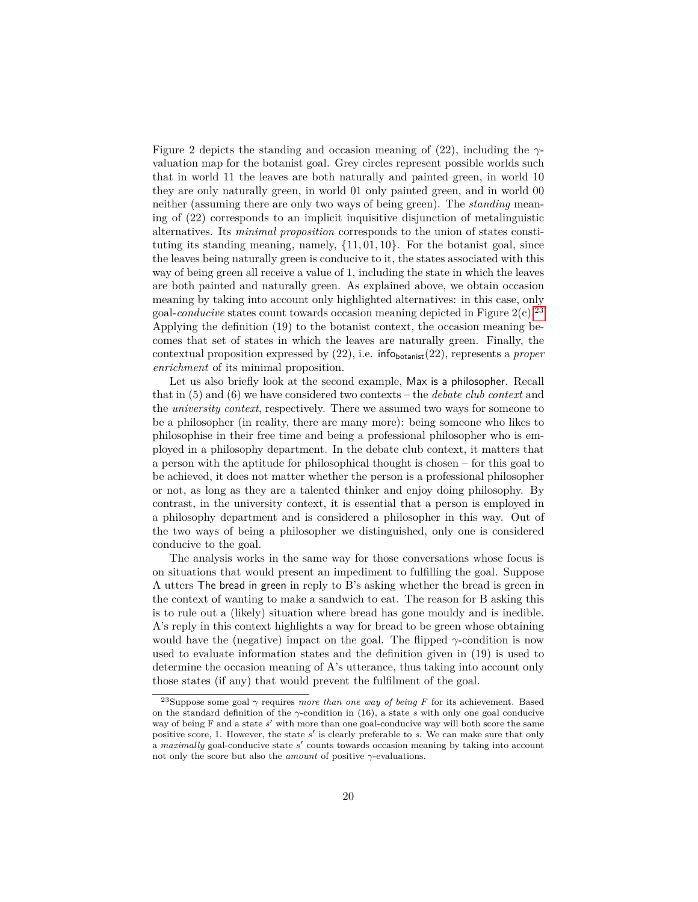Figure 2 depicts the standing and occasion meaning of (22), including the $\gamma$-valuation map for the botanist goal. Grey circles represent possible worlds such that in world 11 the leaves are both naturally and painted green, in world 10 they are only naturally green, in world 01 only painted green, and in world 00 neither (assuming there are only two ways of being green). The *standing* meaning of (22) corresponds to an implicit inquisitive disjunction of metalinguistic alternatives. Its *minimal proposition* corresponds to the union of states constituting its standing meaning, namely, $\{11, 01, 10\}$. For the botanist goal, since the leaves being naturally green is conducive to it, the states associated with this way of being green all receive a value of 1, including the state in which the leaves are both painted and naturally green. As explained above, we obtain occasion meaning by taking into account only highlighted alternatives: in this case, only goal-*conducive* states count towards occasion meaning depicted in Figure 2(c).[23] Applying the definition (19) to the botanist context, the occasion meaning becomes that set of states in which the leaves are naturally green. Finally, the contextual proposition expressed by (22), i.e. $\mathsf{info}_{\mathsf{botanist}}(22)$, represents a *proper enrichment* of its minimal proposition.

Let us also briefly look at the second example, Max is a philosopher. Recall that in (5) and (6) we have considered two contexts – the *debate club context* and the *university context*, respectively. There we assumed two ways for someone to be a philosopher (in reality, there are many more): being someone who likes to philosophise in their free time and being a professional philosopher who is employed in a philosophy department. In the debate club context, it matters that a person with the aptitude for philosophical thought is chosen – for this goal to be achieved, it does not matter whether the person is a professional philosopher or not, as long as they are a talented thinker and enjoy doing philosophy. By contrast, in the university context, it is essential that a person is employed in a philosophy department and is considered a philosopher in this way. Out of the two ways of being a philosopher we distinguished, only one is considered conducive to the goal.

The analysis works in the same way for those conversations whose focus is on situations that would present an impediment to fulfilling the goal. Suppose A utters The bread in green in reply to B's asking whether the bread is green in the context of wanting to make a sandwich to eat. The reason for B asking this is to rule out a (likely) situation where bread has gone mouldy and is inedible. A's reply in this context highlights a way for bread to be green whose obtaining would have the (negative) impact on the goal. The flipped $\gamma$-condition is now used to evaluate information states and the definition given in (19) is used to determine the occasion meaning of A's utterance, thus taking into account only those states (if any) that would prevent the fulfilment of the goal.

[23] Suppose some goal $\gamma$ requires *more than one way of being F* for its achievement. Based on the standard definition of the $\gamma$-condition in (16), a state $s$ with only one goal conducive way of being F and a state $s'$ with more than one goal-conducive way will both score the same positive score, 1. However, the state $s'$ is clearly preferable to $s$. We can make sure that only a *maximally* goal-conducive state $s'$ counts towards occasion meaning by taking into account not only the score but also the *amount* of positive $\gamma$-evaluations.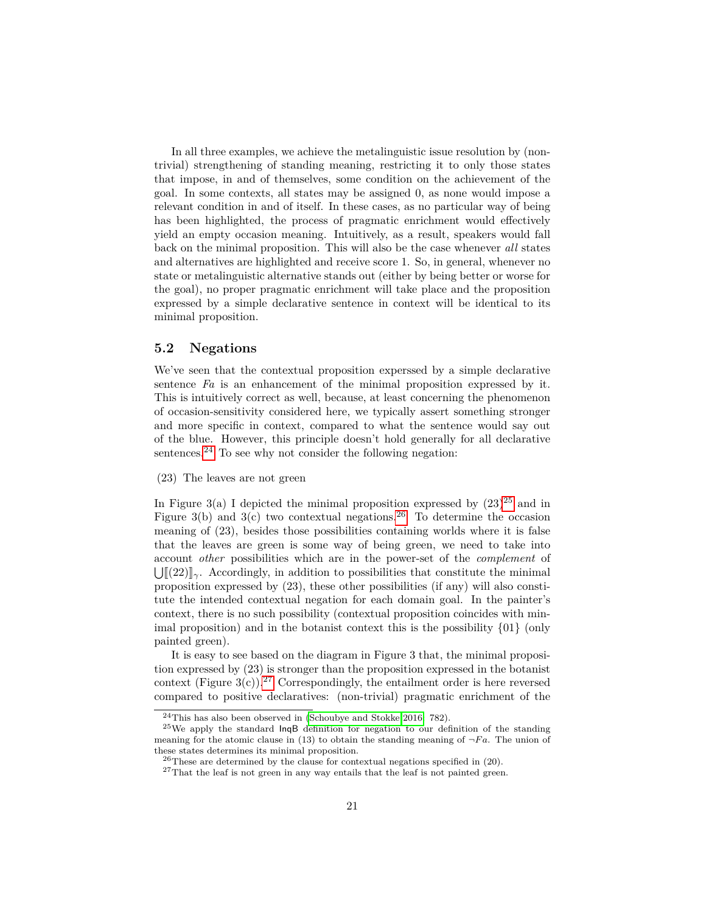In all three examples, we achieve the metalinguistic issue resolution by (non-trivial) strengthening of standing meaning, restricting it to only those states that impose, in and of themselves, some condition on the achievement of the goal. In some contexts, all states may be assigned 0, as none would impose a relevant condition in and of itself. In these cases, as no particular way of being has been highlighted, the process of pragmatic enrichment would effectively yield an empty occasion meaning. Intuitively, as a result, speakers would fall back on the minimal proposition. This will also be the case whenever *all* states and alternatives are highlighted and receive score 1. So, in general, whenever no state or metalinguistic alternative stands out (either by being better or worse for the goal), no proper pragmatic enrichment will take place and the proposition expressed by a simple declarative sentence in context will be identical to its minimal proposition.

## 5.2 Negations

We've seen that the contextual proposition experssed by a simple declarative sentence *Fa* is an enhancement of the minimal proposition expressed by it. This is intuitively correct as well, because, at least concerning the phenomenon of occasion-sensitivity considered here, we typically assert something stronger and more specific in context, compared to what the sentence would say out of the blue. However, this principle doesn't hold generally for all declarative sentences.[24] To see why not consider the following negation:

(23) The leaves are not green

In Figure 3(a) I depicted the minimal proposition expressed by (23)[25] and in Figure 3(b) and 3(c) two contextual negations.[26] To determine the occasion meaning of (23), besides those possibilities containing worlds where it is false that the leaves are green is some way of being green, we need to take into account *other* possibilities which are in the power-set of the *complement* of $\bigcup[\![(22)]\!]_\gamma$. Accordingly, in addition to possibilities that constitute the minimal proposition expressed by (23), these other possibilities (if any) will also constitute the intended contextual negation for each domain goal. In the painter's context, there is no such possibility (contextual proposition coincides with minimal proposition) and in the botanist context this is the possibility $\{01\}$ (only painted green).

It is easy to see based on the diagram in Figure 3 that, the minimal proposition expressed by (23) is stronger than the proposition expressed in the botanist context (Figure 3(c)).[27] Correspondingly, the entailment order is here reversed compared to positive declaratives: (non-trivial) pragmatic enrichment of the

[24] This has also been observed in (Schoubye and Stokke 2016, 782).

[25] We apply the standard InqB definition for negation to our definition of the standing meaning for the atomic clause in (13) to obtain the standing meaning of $\neg Fa$. The union of these states determines its minimal proposition.

[26] These are determined by the clause for contextual negations specified in (20).

[27] That the leaf is not green in any way entails that the leaf is not painted green.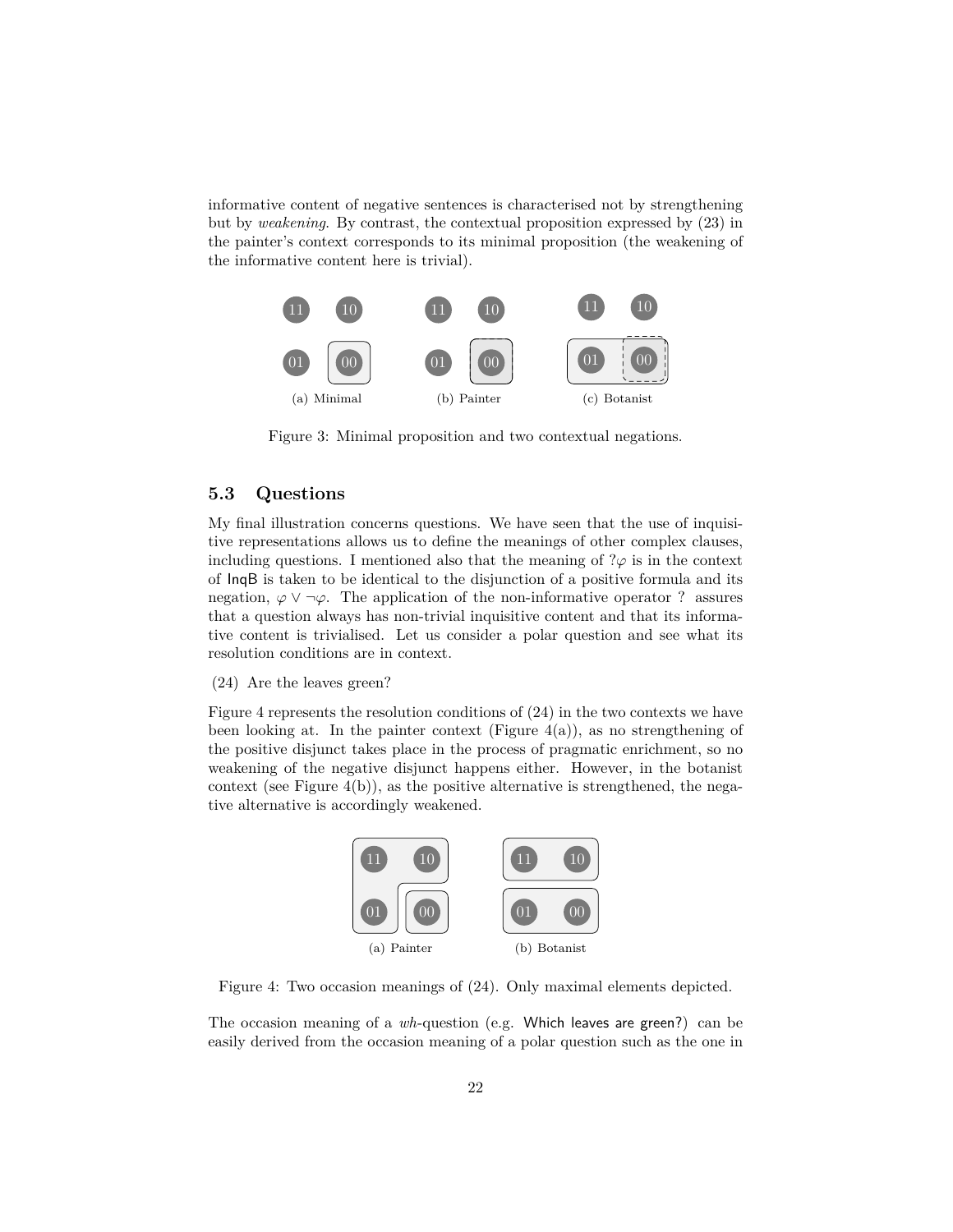informative content of negative sentences is characterised not by strengthening but by *weakening*. By contrast, the contextual proposition expressed by (23) in the painter's context corresponds to its minimal proposition (the weakening of the informative content here is trivial).

(a) Minimal (b) Painter (c) Botanist

Figure 3: Minimal proposition and two contextual negations.

### 5.3 Questions

My final illustration concerns questions. We have seen that the use of inquisitive representations allows us to define the meanings of other complex clauses, including questions. I mentioned also that the meaning of $?\varphi$ is in the context of InqB is taken to be identical to the disjunction of a positive formula and its negation, $\varphi \vee \neg\varphi$. The application of the non-informative operator ? assures that a question always has non-trivial inquisitive content and that its informative content is trivialised. Let us consider a polar question and see what its resolution conditions are in context.

(24) Are the leaves green?

Figure 4 represents the resolution conditions of (24) in the two contexts we have been looking at. In the painter context (Figure 4(a)), as no strengthening of the positive disjunct takes place in the process of pragmatic enrichment, so no weakening of the negative disjunct happens either. However, in the botanist context (see Figure 4(b)), as the positive alternative is strengthened, the negative alternative is accordingly weakened.

(a) Painter (b) Botanist

Figure 4: Two occasion meanings of (24). Only maximal elements depicted.

The occasion meaning of a *wh*-question (e.g. Which leaves are green?) can be easily derived from the occasion meaning of a polar question such as the one in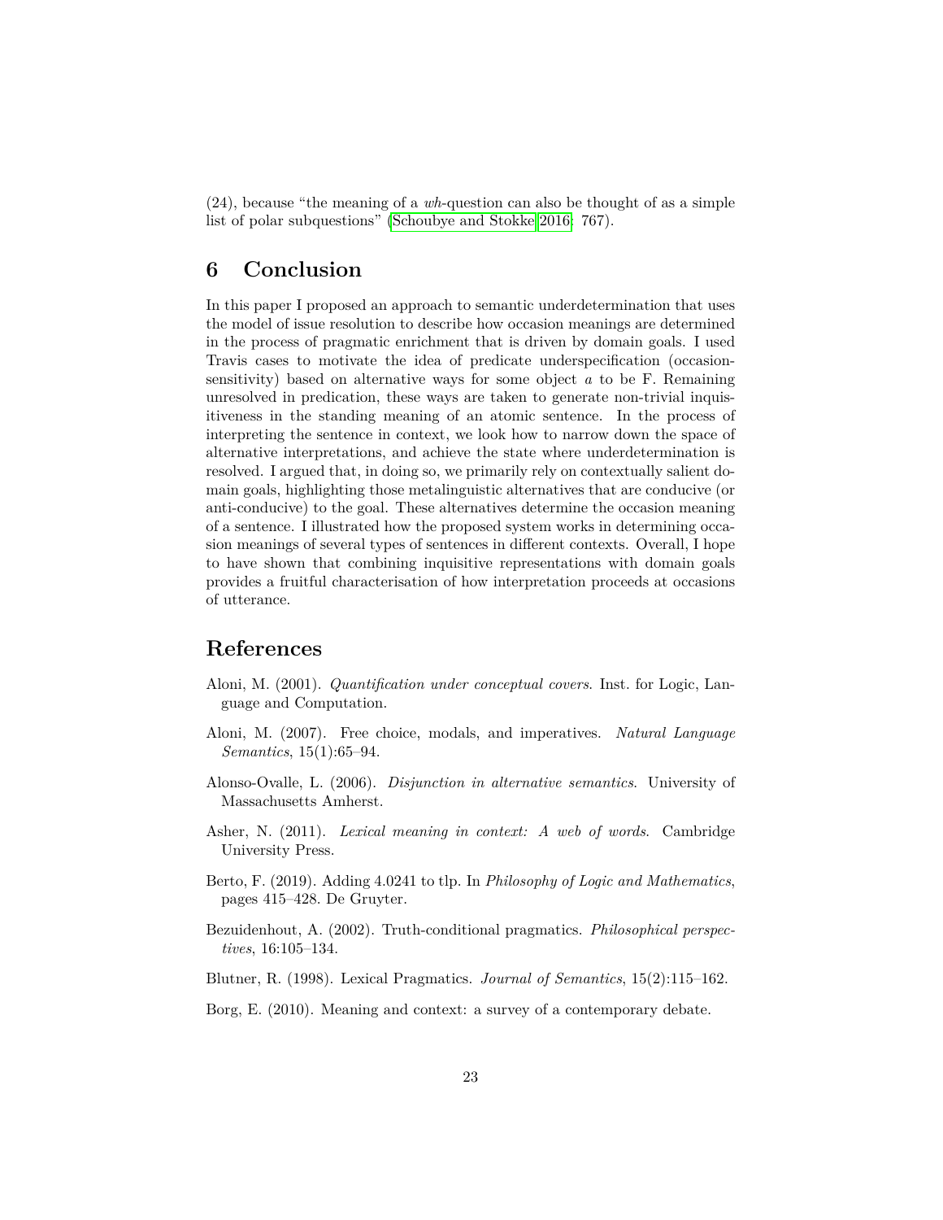(24), because "the meaning of a *wh*-question can also be thought of as a simple list of polar subquestions" (Schoubye and Stokke 2016: 767).

## 6 Conclusion

In this paper I proposed an approach to semantic underdetermination that uses the model of issue resolution to describe how occasion meanings are determined in the process of pragmatic enrichment that is driven by domain goals. I used Travis cases to motivate the idea of predicate underspecification (occasion-sensitivity) based on alternative ways for some object $a$ to be F. Remaining unresolved in predication, these ways are taken to generate non-trivial inquisitiveness in the standing meaning of an atomic sentence. In the process of interpreting the sentence in context, we look how to narrow down the space of alternative interpretations, and achieve the state where underdetermination is resolved. I argued that, in doing so, we primarily rely on contextually salient domain goals, highlighting those metalinguistic alternatives that are conducive (or anti-conducive) to the goal. These alternatives determine the occasion meaning of a sentence. I illustrated how the proposed system works in determining occasion meanings of several types of sentences in different contexts. Overall, I hope to have shown that combining inquisitive representations with domain goals provides a fruitful characterisation of how interpretation proceeds at occasions of utterance.

## References

Aloni, M. (2001). *Quantification under conceptual covers*. Inst. for Logic, Language and Computation.

Aloni, M. (2007). Free choice, modals, and imperatives. *Natural Language Semantics*, 15(1):65–94.

Alonso-Ovalle, L. (2006). *Disjunction in alternative semantics*. University of Massachusetts Amherst.

Asher, N. (2011). *Lexical meaning in context: A web of words*. Cambridge University Press.

Berto, F. (2019). Adding 4.0241 to tlp. In *Philosophy of Logic and Mathematics*, pages 415–428. De Gruyter.

Bezuidenhout, A. (2002). Truth-conditional pragmatics. *Philosophical perspectives*, 16:105–134.

Blutner, R. (1998). Lexical Pragmatics. *Journal of Semantics*, 15(2):115–162.

Borg, E. (2010). Meaning and context: a survey of a contemporary debate.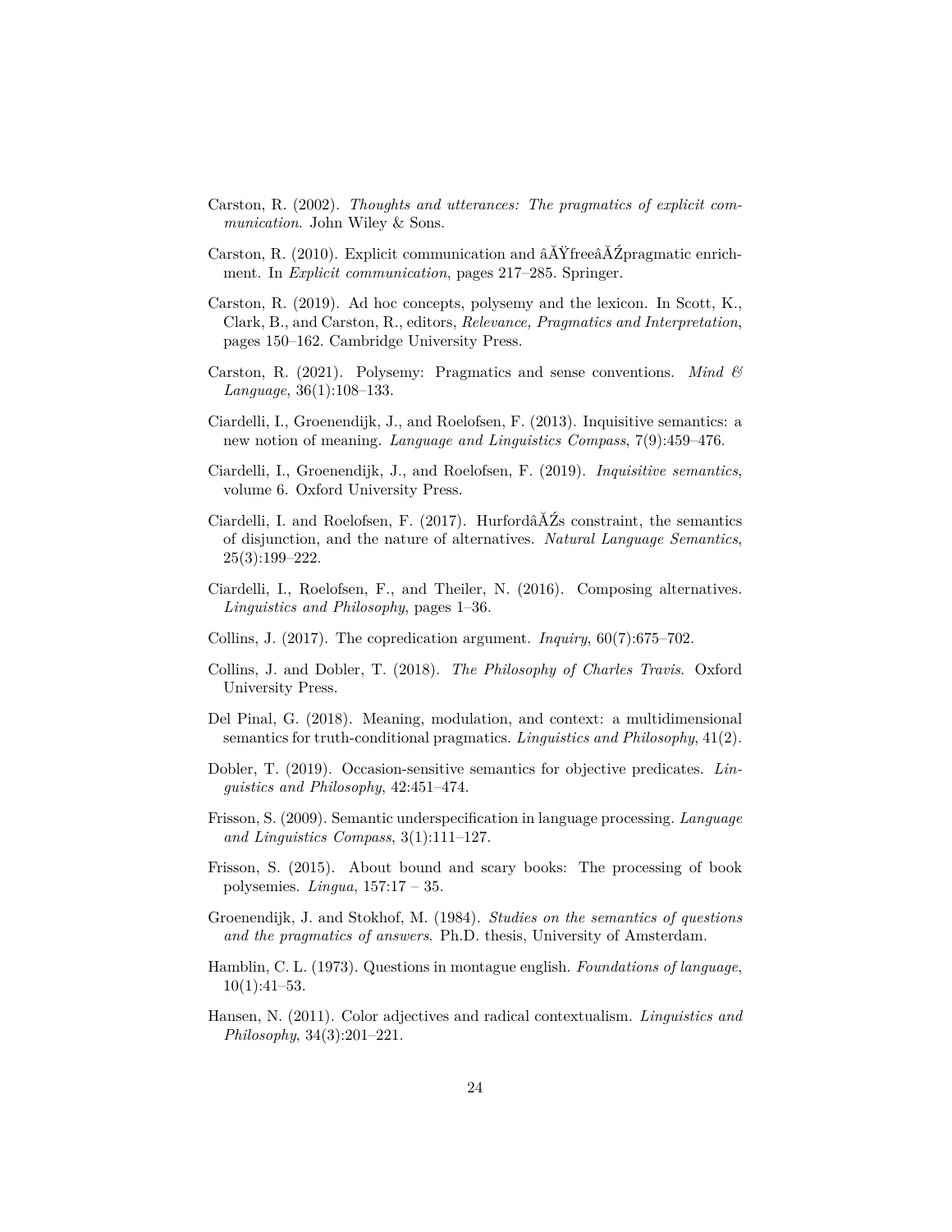Carston, R. (2002). *Thoughts and utterances: The pragmatics of explicit communication*. John Wiley & Sons.

Carston, R. (2010). Explicit communication and âĂŸfreeâĂŹpragmatic enrichment. In *Explicit communication*, pages 217–285. Springer.

Carston, R. (2019). Ad hoc concepts, polysemy and the lexicon. In Scott, K., Clark, B., and Carston, R., editors, *Relevance, Pragmatics and Interpretation*, pages 150–162. Cambridge University Press.

Carston, R. (2021). Polysemy: Pragmatics and sense conventions. *Mind & Language*, 36(1):108–133.

Ciardelli, I., Groenendijk, J., and Roelofsen, F. (2013). Inquisitive semantics: a new notion of meaning. *Language and Linguistics Compass*, 7(9):459–476.

Ciardelli, I., Groenendijk, J., and Roelofsen, F. (2019). *Inquisitive semantics*, volume 6. Oxford University Press.

Ciardelli, I. and Roelofsen, F. (2017). HurfordâĂŹs constraint, the semantics of disjunction, and the nature of alternatives. *Natural Language Semantics*, 25(3):199–222.

Ciardelli, I., Roelofsen, F., and Theiler, N. (2016). Composing alternatives. *Linguistics and Philosophy*, pages 1–36.

Collins, J. (2017). The copredication argument. *Inquiry*, 60(7):675–702.

Collins, J. and Dobler, T. (2018). *The Philosophy of Charles Travis*. Oxford University Press.

Del Pinal, G. (2018). Meaning, modulation, and context: a multidimensional semantics for truth-conditional pragmatics. *Linguistics and Philosophy*, 41(2).

Dobler, T. (2019). Occasion-sensitive semantics for objective predicates. *Linguistics and Philosophy*, 42:451–474.

Frisson, S. (2009). Semantic underspecification in language processing. *Language and Linguistics Compass*, 3(1):111–127.

Frisson, S. (2015). About bound and scary books: The processing of book polysemies. *Lingua*, 157:17 – 35.

Groenendijk, J. and Stokhof, M. (1984). *Studies on the semantics of questions and the pragmatics of answers*. Ph.D. thesis, University of Amsterdam.

Hamblin, C. L. (1973). Questions in montague english. *Foundations of language*, 10(1):41–53.

Hansen, N. (2011). Color adjectives and radical contextualism. *Linguistics and Philosophy*, 34(3):201–221.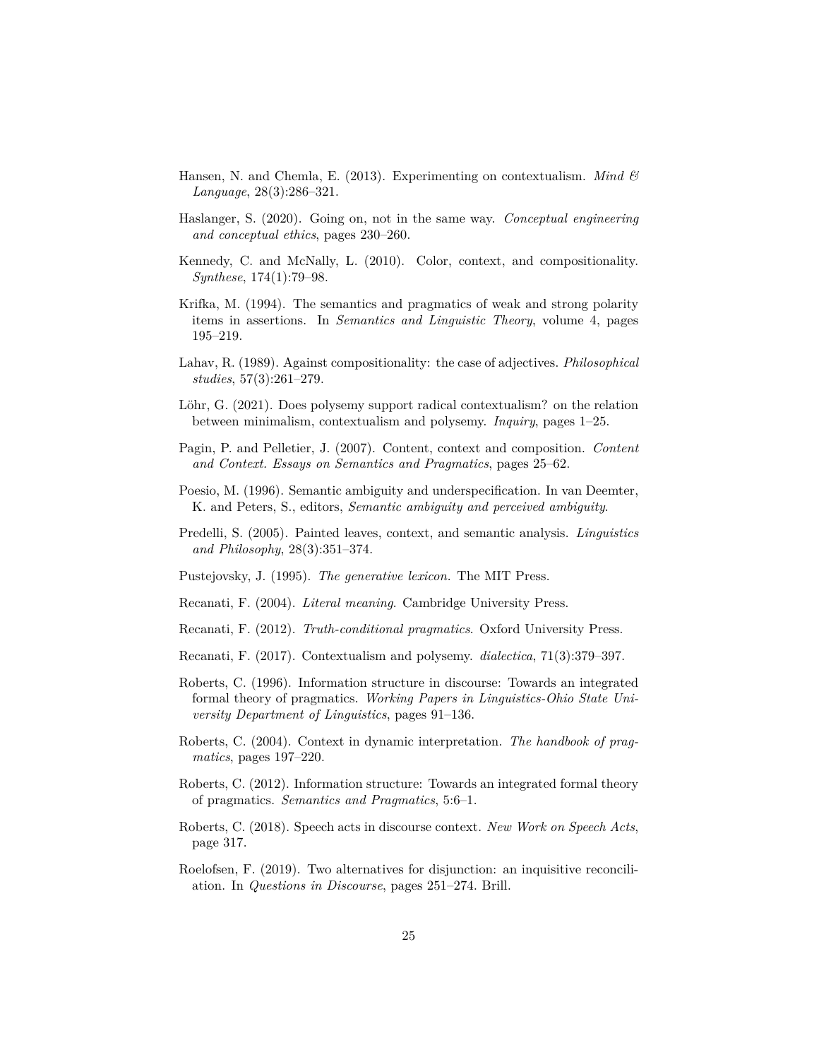Hansen, N. and Chemla, E. (2013). Experimenting on contextualism. *Mind & Language*, 28(3):286–321.

Haslanger, S. (2020). Going on, not in the same way. *Conceptual engineering and conceptual ethics*, pages 230–260.

Kennedy, C. and McNally, L. (2010). Color, context, and compositionality. *Synthese*, 174(1):79–98.

Krifka, M. (1994). The semantics and pragmatics of weak and strong polarity items in assertions. In *Semantics and Linguistic Theory*, volume 4, pages 195–219.

Lahav, R. (1989). Against compositionality: the case of adjectives. *Philosophical studies*, 57(3):261–279.

Löhr, G. (2021). Does polysemy support radical contextualism? on the relation between minimalism, contextualism and polysemy. *Inquiry*, pages 1–25.

Pagin, P. and Pelletier, J. (2007). Content, context and composition. *Content and Context. Essays on Semantics and Pragmatics*, pages 25–62.

Poesio, M. (1996). Semantic ambiguity and underspecification. In van Deemter, K. and Peters, S., editors, *Semantic ambiguity and perceived ambiguity*.

Predelli, S. (2005). Painted leaves, context, and semantic analysis. *Linguistics and Philosophy*, 28(3):351–374.

Pustejovsky, J. (1995). *The generative lexicon*. The MIT Press.

Recanati, F. (2004). *Literal meaning*. Cambridge University Press.

Recanati, F. (2012). *Truth-conditional pragmatics*. Oxford University Press.

Recanati, F. (2017). Contextualism and polysemy. *dialectica*, 71(3):379–397.

Roberts, C. (1996). Information structure in discourse: Towards an integrated formal theory of pragmatics. *Working Papers in Linguistics-Ohio State University Department of Linguistics*, pages 91–136.

Roberts, C. (2004). Context in dynamic interpretation. *The handbook of pragmatics*, pages 197–220.

Roberts, C. (2012). Information structure: Towards an integrated formal theory of pragmatics. *Semantics and Pragmatics*, 5:6–1.

Roberts, C. (2018). Speech acts in discourse context. *New Work on Speech Acts*, page 317.

Roelofsen, F. (2019). Two alternatives for disjunction: an inquisitive reconciliation. In *Questions in Discourse*, pages 251–274. Brill.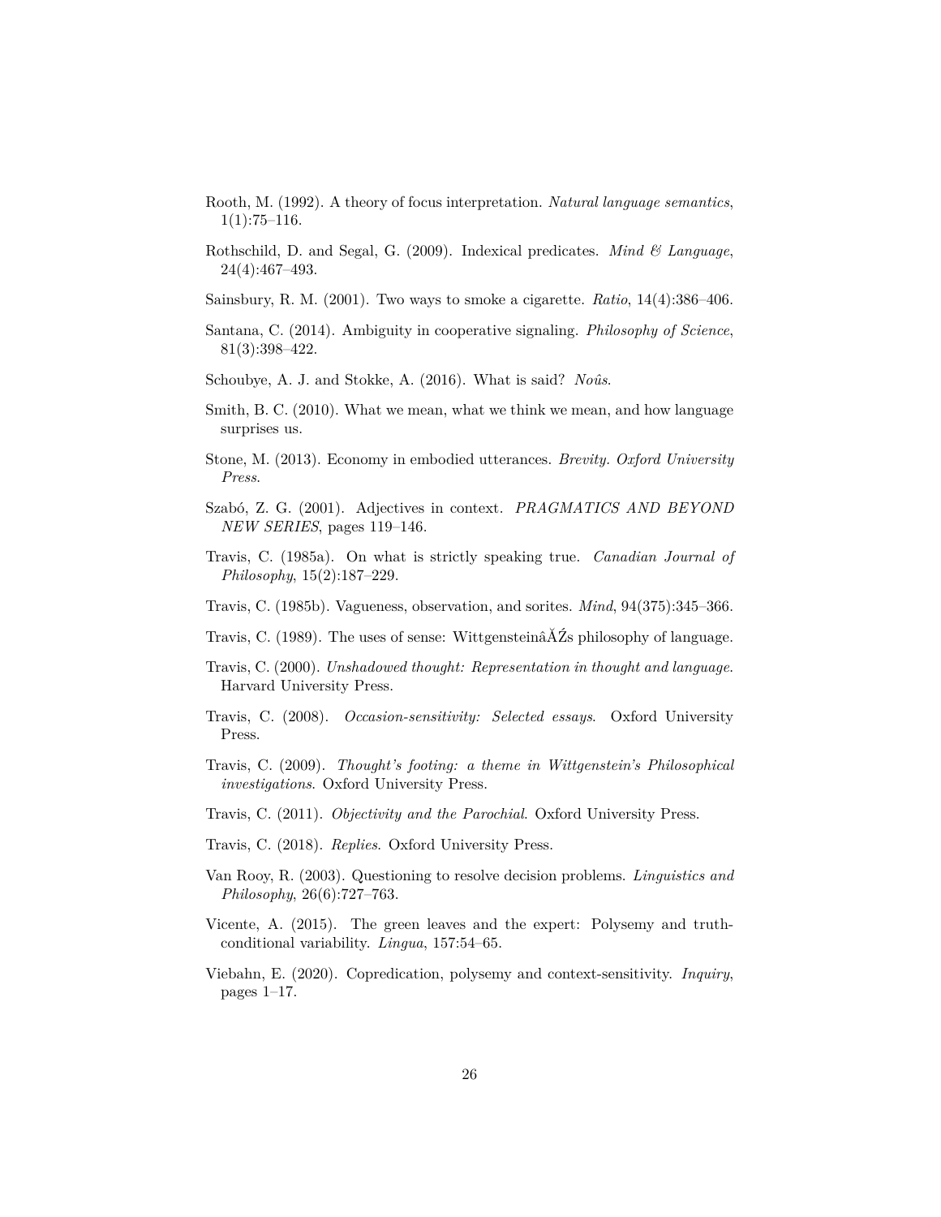Rooth, M. (1992). A theory of focus interpretation. *Natural language semantics*, 1(1):75–116.

Rothschild, D. and Segal, G. (2009). Indexical predicates. *Mind & Language*, 24(4):467–493.

Sainsbury, R. M. (2001). Two ways to smoke a cigarette. *Ratio*, 14(4):386–406.

Santana, C. (2014). Ambiguity in cooperative signaling. *Philosophy of Science*, 81(3):398–422.

Schoubye, A. J. and Stokke, A. (2016). What is said? *Noûs*.

Smith, B. C. (2010). What we mean, what we think we mean, and how language surprises us.

Stone, M. (2013). Economy in embodied utterances. *Brevity. Oxford University Press*.

Szabó, Z. G. (2001). Adjectives in context. *PRAGMATICS AND BEYOND NEW SERIES*, pages 119–146.

Travis, C. (1985a). On what is strictly speaking true. *Canadian Journal of Philosophy*, 15(2):187–229.

Travis, C. (1985b). Vagueness, observation, and sorites. *Mind*, 94(375):345–366.

Travis, C. (1989). The uses of sense: WittgensteinâĂŹs philosophy of language.

Travis, C. (2000). *Unshadowed thought: Representation in thought and language*. Harvard University Press.

Travis, C. (2008). *Occasion-sensitivity: Selected essays*. Oxford University Press.

Travis, C. (2009). *Thought's footing: a theme in Wittgenstein's Philosophical investigations*. Oxford University Press.

Travis, C. (2011). *Objectivity and the Parochial*. Oxford University Press.

Travis, C. (2018). *Replies*. Oxford University Press.

Van Rooy, R. (2003). Questioning to resolve decision problems. *Linguistics and Philosophy*, 26(6):727–763.

Vicente, A. (2015). The green leaves and the expert: Polysemy and truth-conditional variability. *Lingua*, 157:54–65.

Viebahn, E. (2020). Copredication, polysemy and context-sensitivity. *Inquiry*, pages 1–17.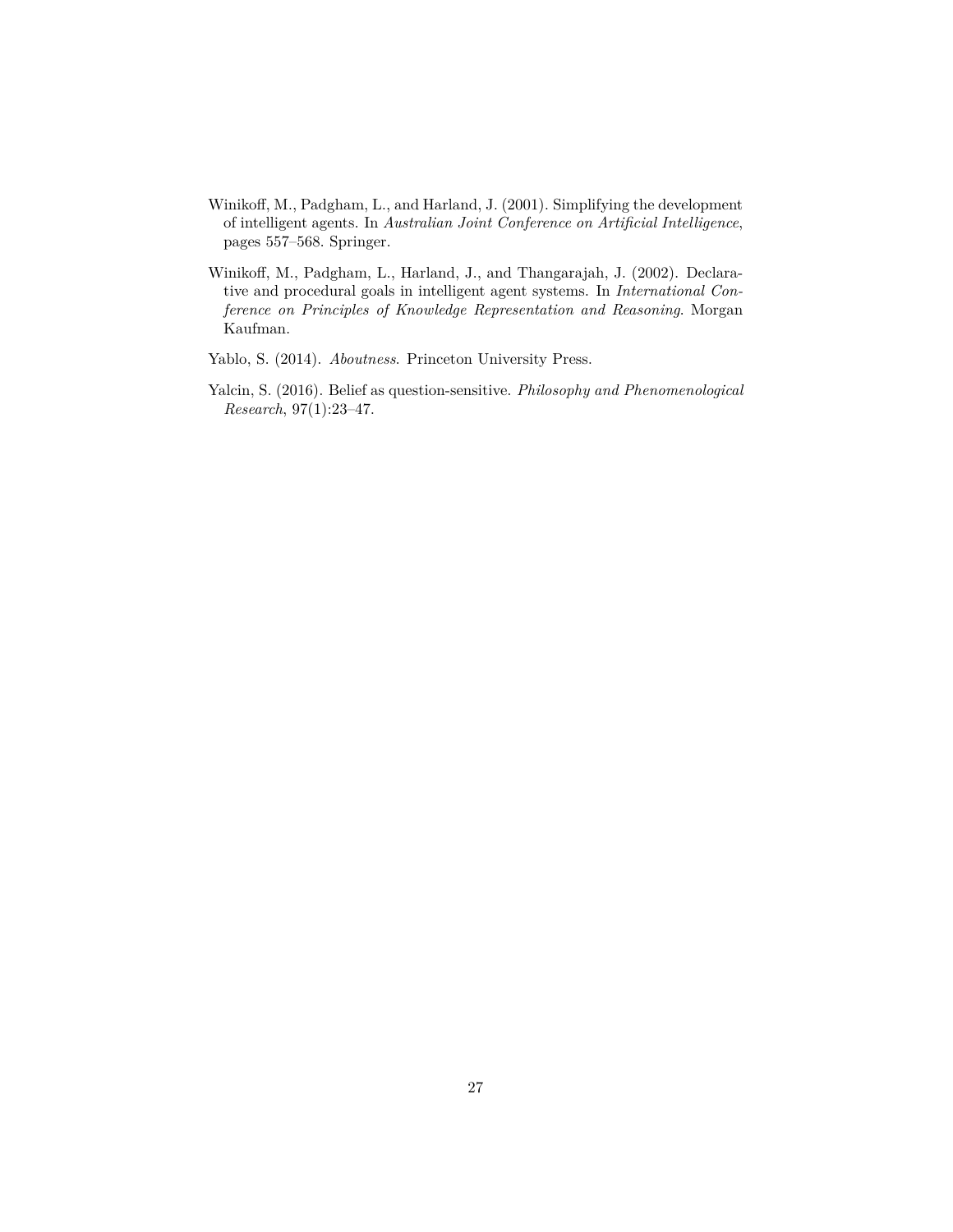Winikoff, M., Padgham, L., and Harland, J. (2001). Simplifying the development of intelligent agents. In *Australian Joint Conference on Artificial Intelligence*, pages 557–568. Springer.

Winikoff, M., Padgham, L., Harland, J., and Thangarajah, J. (2002). Declarative and procedural goals in intelligent agent systems. In *International Conference on Principles of Knowledge Representation and Reasoning*. Morgan Kaufman.

Yablo, S. (2014). *Aboutness*. Princeton University Press.

Yalcin, S. (2016). Belief as question-sensitive. *Philosophy and Phenomenological Research*, 97(1):23–47.